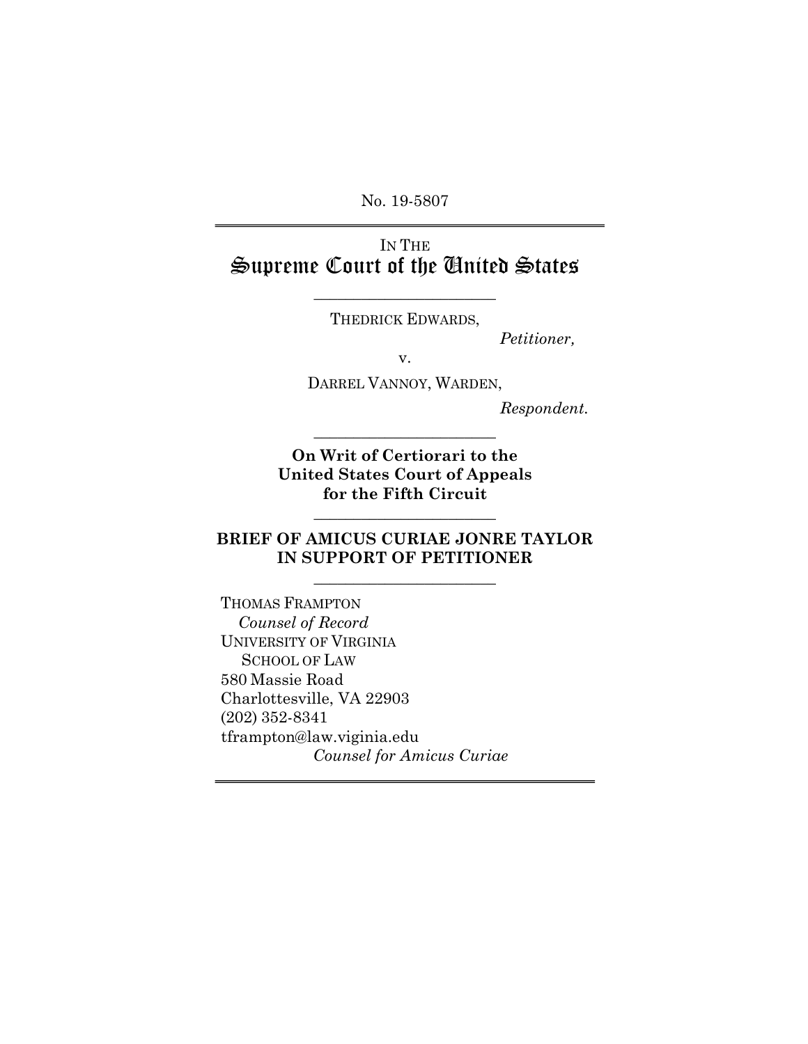No. 19-5807

IN THE
# Supreme Court of the United States

---

THEDRICK EDWARDS,

*Petitioner,*

v.

DARREL VANNOY, WARDEN,

*Respondent.*

---

**On Writ of Certiorari to the United States Court of Appeals for the Fifth Circuit**

---

**BRIEF OF AMICUS CURIAE JONRE TAYLOR IN SUPPORT OF PETITIONER**

---

THOMAS FRAMPTON
*Counsel of Record*
UNIVERSITY OF VIRGINIA
SCHOOL OF LAW
580 Massie Road
Charlottesville, VA 22903
(202) 352-8341
tframpton@law.viginia.edu
*Counsel for Amicus Curiae*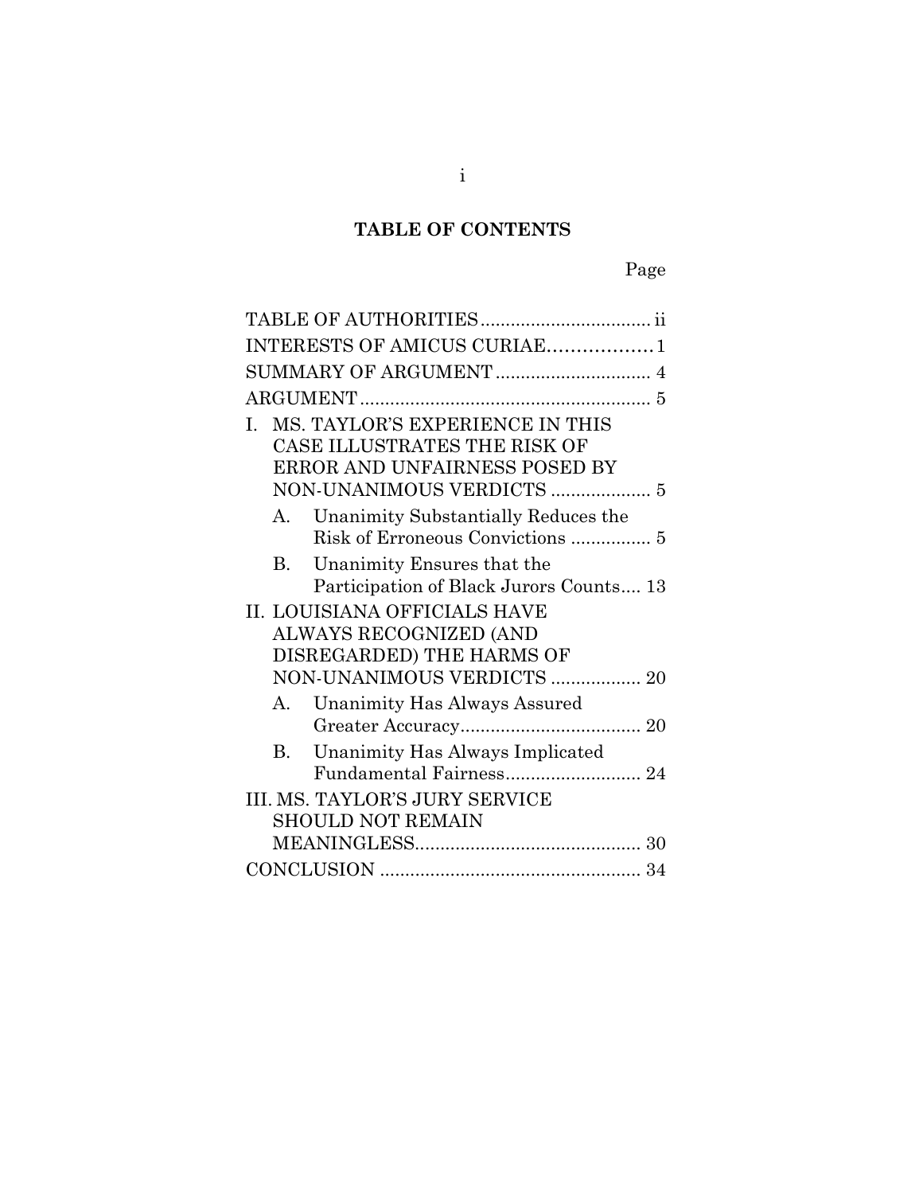## TABLE OF CONTENTS

Page

TABLE OF AUTHORITIES ................................. ii

INTERESTS OF AMICUS CURIAE ................. 1

SUMMARY OF ARGUMENT .............................. 4

ARGUMENT ......................................................... 5

I. MS. TAYLOR'S EXPERIENCE IN THIS CASE ILLUSTRATES THE RISK OF ERROR AND UNFAIRNESS POSED BY NON-UNANIMOUS VERDICTS .................... 5

   A. Unanimity Substantially Reduces the Risk of Erroneous Convictions ................ 5

   B. Unanimity Ensures that the Participation of Black Jurors Counts.... 13

II. LOUISIANA OFFICIALS HAVE ALWAYS RECOGNIZED (AND DISREGARDED) THE HARMS OF NON-UNANIMOUS VERDICTS .................. 20

   A. Unanimity Has Always Assured Greater Accuracy.................................... 20

   B. Unanimity Has Always Implicated Fundamental Fairness........................... 24

III. MS. TAYLOR'S JURY SERVICE SHOULD NOT REMAIN MEANINGLESS............................................ 30

CONCLUSION ................................................... 34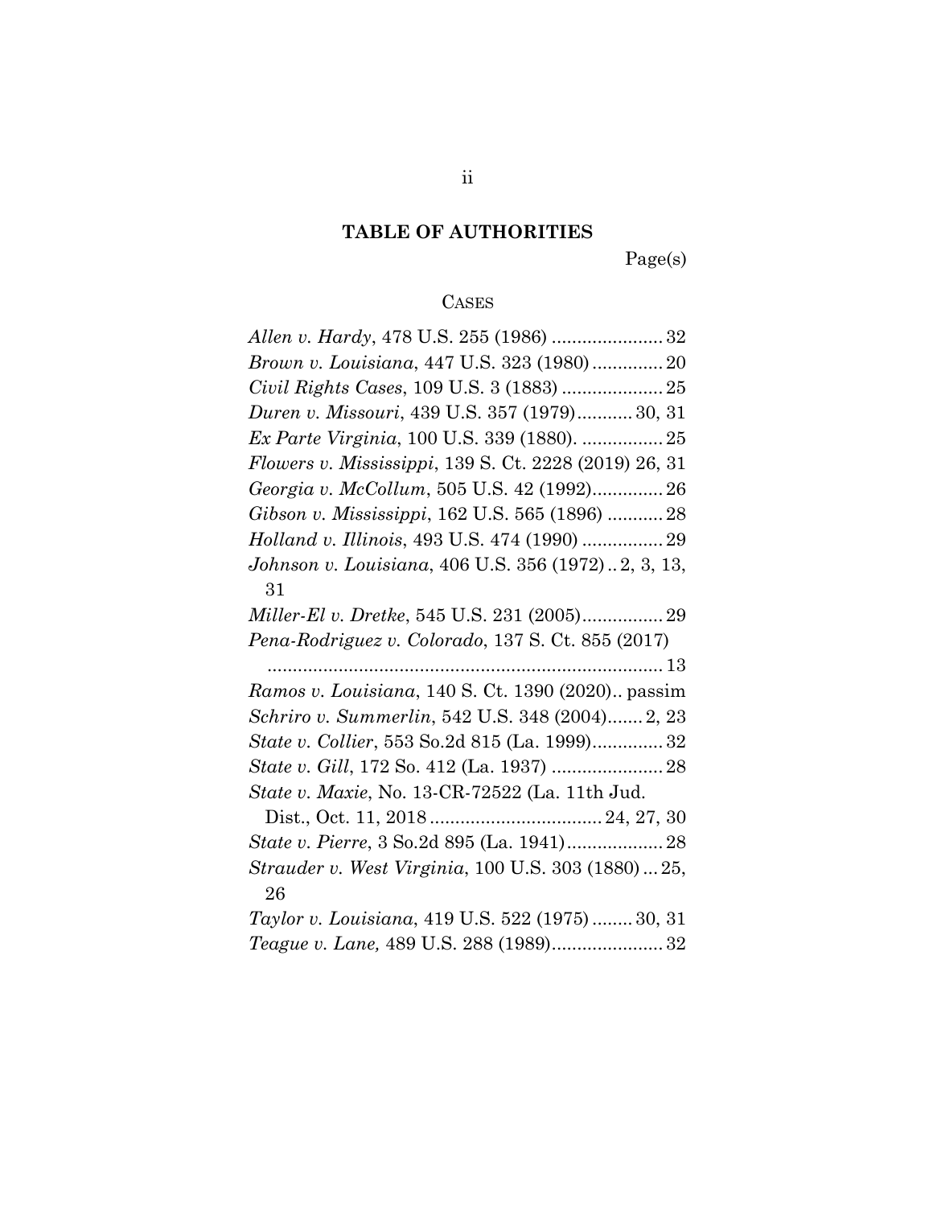## TABLE OF AUTHORITIES

Page(s)

### CASES

*Allen v. Hardy*, 478 U.S. 255 (1986) ...................... 32

*Brown v. Louisiana*, 447 U.S. 323 (1980) .............. 20

*Civil Rights Cases*, 109 U.S. 3 (1883) .................... 25

*Duren v. Missouri*, 439 U.S. 357 (1979)........... 30, 31

*Ex Parte Virginia*, 100 U.S. 339 (1880). ................ 25

*Flowers v. Mississippi*, 139 S. Ct. 2228 (2019) 26, 31

*Georgia v. McCollum*, 505 U.S. 42 (1992).............. 26

*Gibson v. Mississippi*, 162 U.S. 565 (1896) ........... 28

*Holland v. Illinois*, 493 U.S. 474 (1990) ................ 29

*Johnson v. Louisiana*, 406 U.S. 356 (1972) .. 2, 3, 13, 31

*Miller-El v. Dretke*, 545 U.S. 231 (2005)................ 29

*Pena-Rodriguez v. Colorado*, 137 S. Ct. 855 (2017) .............................................................................. 13

*Ramos v. Louisiana*, 140 S. Ct. 1390 (2020).. passim

*Schriro v. Summerlin*, 542 U.S. 348 (2004)....... 2, 23

*State v. Collier*, 553 So.2d 815 (La. 1999).............. 32

*State v. Gill*, 172 So. 412 (La. 1937) ...................... 28

*State v. Maxie*, No. 13-CR-72522 (La. 11th Jud. Dist., Oct. 11, 2018 .................................. 24, 27, 30

*State v. Pierre*, 3 So.2d 895 (La. 1941)................... 28

*Strauder v. West Virginia*, 100 U.S. 303 (1880) ... 25, 26

*Taylor v. Louisiana*, 419 U.S. 522 (1975) ........ 30, 31

*Teague v. Lane,* 489 U.S. 288 (1989)...................... 32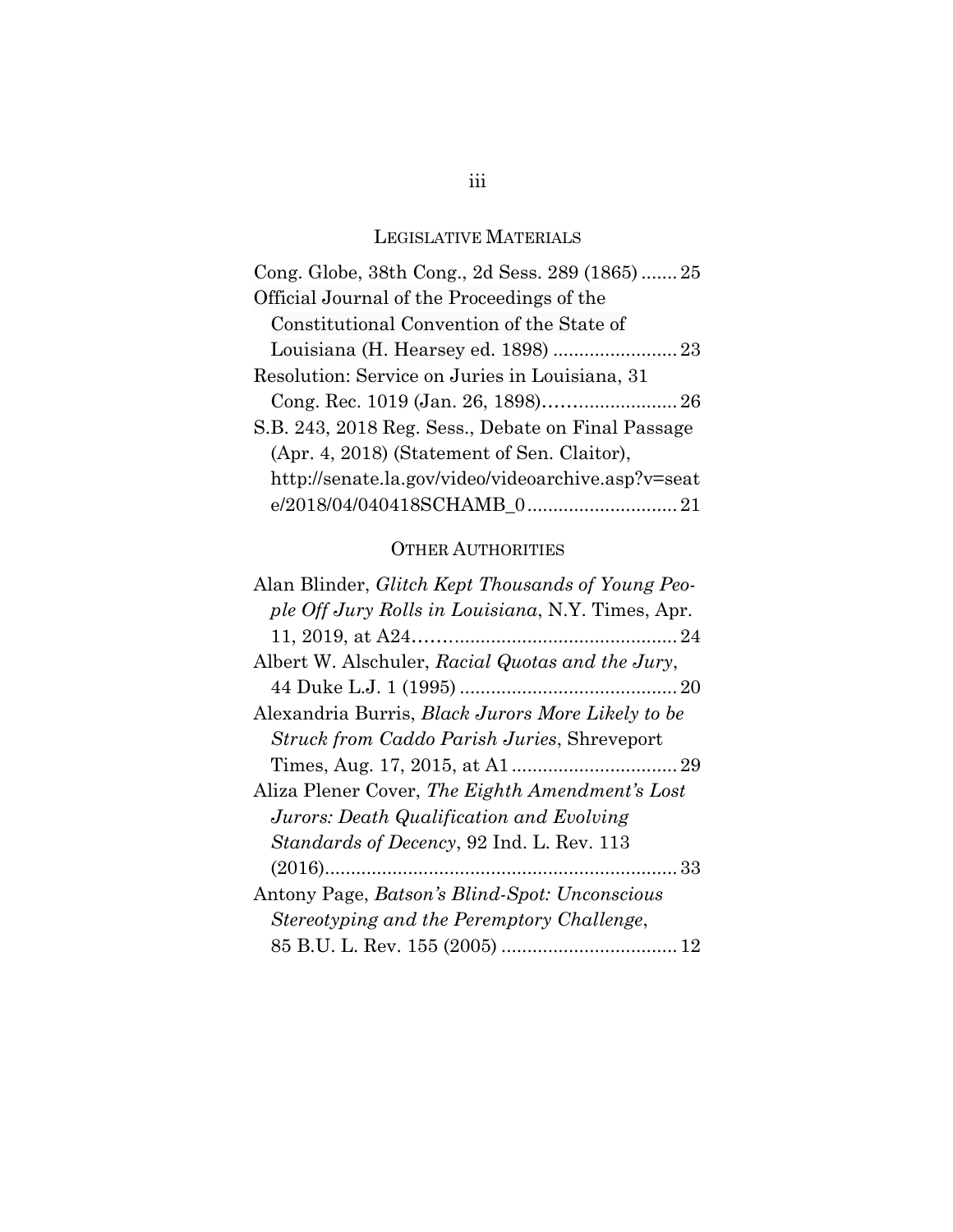## LEGISLATIVE MATERIALS

Cong. Globe, 38th Cong., 2d Sess. 289 (1865) ....... 25

Official Journal of the Proceedings of the Constitutional Convention of the State of Louisiana (H. Hearsey ed. 1898) ........................ 23

Resolution: Service on Juries in Louisiana, 31 Cong. Rec. 1019 (Jan. 26, 1898)......................... 26

S.B. 243, 2018 Reg. Sess., Debate on Final Passage (Apr. 4, 2018) (Statement of Sen. Claitor), http://senate.la.gov/video/videoarchive.asp?v=seate/2018/04/040418SCHAMB_0 ............................ 21

## OTHER AUTHORITIES

Alan Blinder, *Glitch Kept Thousands of Young People Off Jury Rolls in Louisiana*, N.Y. Times, Apr. 11, 2019, at A24................................................ 24

Albert W. Alschuler, *Racial Quotas and the Jury*, 44 Duke L.J. 1 (1995) .......................................... 20

Alexandria Burris, *Black Jurors More Likely to be Struck from Caddo Parish Juries*, Shreveport Times, Aug. 17, 2015, at A1 ................................ 29

Aliza Plener Cover, *The Eighth Amendment's Lost Jurors: Death Qualification and Evolving Standards of Decency*, 92 Ind. L. Rev. 113 (2016)................................................................... 33

Antony Page, *Batson's Blind-Spot: Unconscious Stereotyping and the Peremptory Challenge*, 85 B.U. L. Rev. 155 (2005) ................................. 12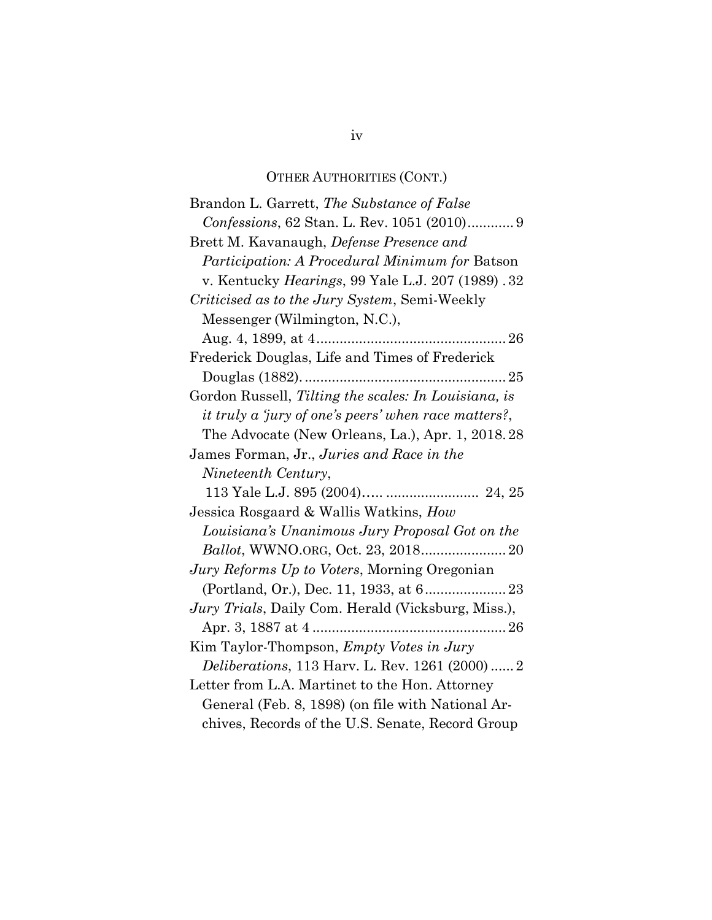OTHER AUTHORITIES (CONT.)

Brandon L. Garrett, *The Substance of False Confessions*, 62 Stan. L. Rev. 1051 (2010)............9

Brett M. Kavanaugh, *Defense Presence and Participation: A Procedural Minimum for* Batson v. Kentucky *Hearings*, 99 Yale L.J. 207 (1989) . 32

*Criticised as to the Jury System*, Semi-Weekly Messenger (Wilmington, N.C.), Aug. 4, 1899, at 4................................................26

Frederick Douglas, Life and Times of Frederick Douglas (1882). ...................................................25

Gordon Russell, *Tilting the scales: In Louisiana, is it truly a 'jury of one's peers' when race matters?*, The Advocate (New Orleans, La.), Apr. 1, 2018. 28

James Forman, Jr., *Juries and Race in the Nineteenth Century*, 113 Yale L.J. 895 (2004)….. ........................ 24, 25

Jessica Rosgaard & Wallis Watkins, *How Louisiana's Unanimous Jury Proposal Got on the Ballot*, WWNO.ORG, Oct. 23, 2018......................20

*Jury Reforms Up to Voters*, Morning Oregonian (Portland, Or.), Dec. 11, 1933, at 6.....................23

*Jury Trials*, Daily Com. Herald (Vicksburg, Miss.), Apr. 3, 1887 at 4 .................................................26

Kim Taylor-Thompson, *Empty Votes in Jury Deliberations*, 113 Harv. L. Rev. 1261 (2000) ......2

Letter from L.A. Martinet to the Hon. Attorney General (Feb. 8, 1898) (on file with National Archives, Records of the U.S. Senate, Record Group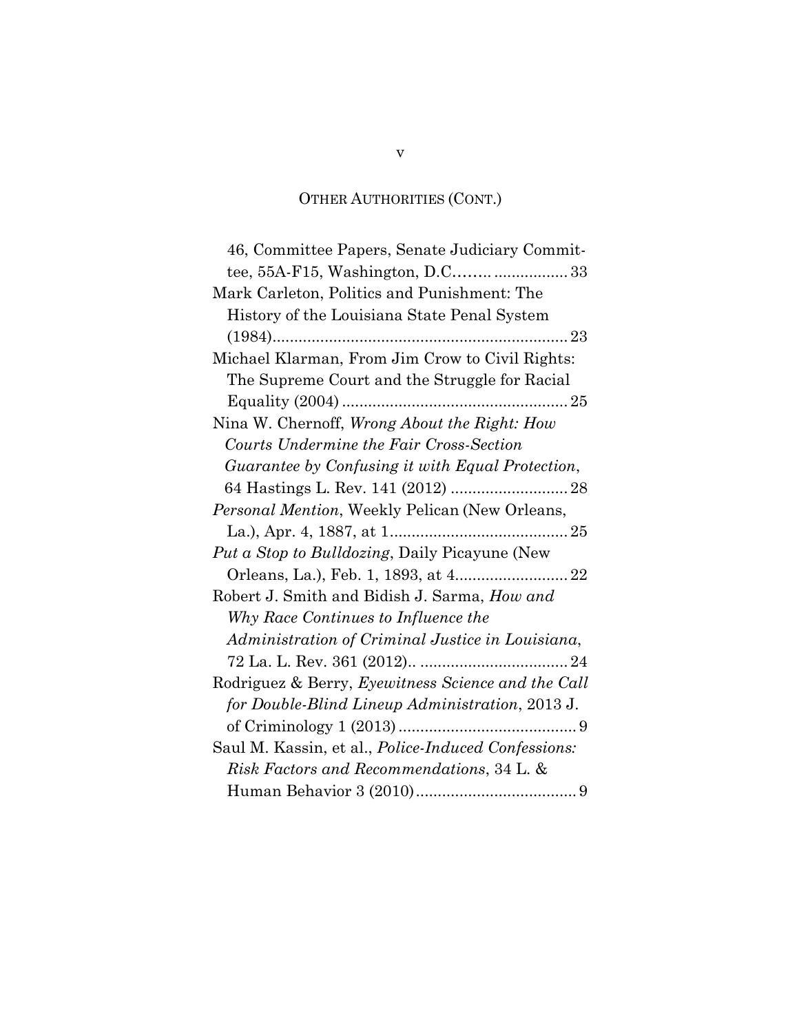OTHER AUTHORITIES (CONT.)

46, Committee Papers, Senate Judiciary Committee, 55A-F15, Washington, D.C…….................33

Mark Carleton, Politics and Punishment: The History of the Louisiana State Penal System (1984).....................................................................23

Michael Klarman, From Jim Crow to Civil Rights: The Supreme Court and the Struggle for Racial Equality (2004)......................................................25

Nina W. Chernoff, *Wrong About the Right: How Courts Undermine the Fair Cross-Section Guarantee by Confusing it with Equal Protection*, 64 Hastings L. Rev. 141 (2012)...........................28

*Personal Mention*, Weekly Pelican (New Orleans, La.), Apr. 4, 1887, at 1.........................................25

*Put a Stop to Bulldozing*, Daily Picayune (New Orleans, La.), Feb. 1, 1893, at 4..........................22

Robert J. Smith and Bidish J. Sarma, *How and Why Race Continues to Influence the Administration of Criminal Justice in Louisiana*, 72 La. L. Rev. 361 (2012).. ..................................24

Rodriguez & Berry, *Eyewitness Science and the Call for Double-Blind Lineup Administration*, 2013 J. of Criminology 1 (2013).........................................9

Saul M. Kassin, et al., *Police-Induced Confessions: Risk Factors and Recommendations*, 34 L. & Human Behavior 3 (2010).....................................9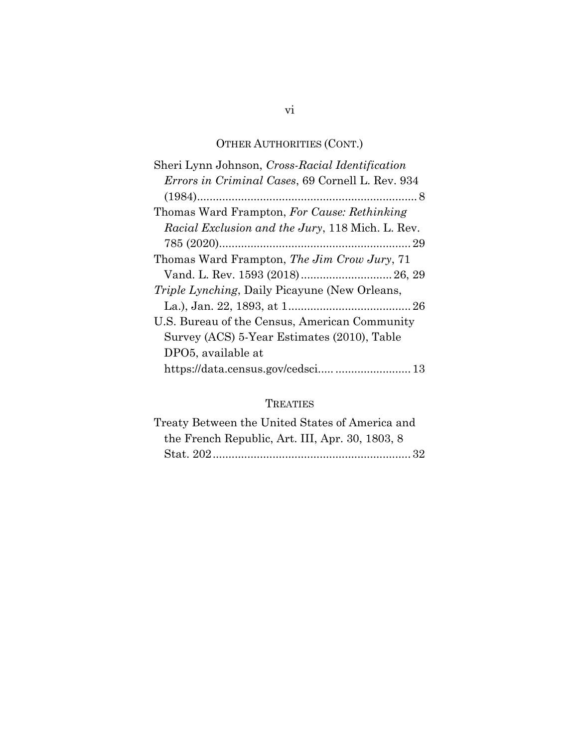## OTHER AUTHORITIES (CONT.)

Sheri Lynn Johnson, *Cross-Racial Identification Errors in Criminal Cases*, 69 Cornell L. Rev. 934 (1984)....................................................................... 8

Thomas Ward Frampton, *For Cause: Rethinking Racial Exclusion and the Jury*, 118 Mich. L. Rev. 785 (2020)............................................................. 29

Thomas Ward Frampton, *The Jim Crow Jury*, 71 Vand. L. Rev. 1593 (2018)............................. 26, 29

*Triple Lynching*, Daily Picayune (New Orleans, La.), Jan. 22, 1893, at 1....................................... 26

U.S. Bureau of the Census, American Community Survey (ACS) 5-Year Estimates (2010), Table DPO5, available at https://data.census.gov/cedsci..... ........................ 13

## TREATIES

Treaty Between the United States of America and the French Republic, Art. III, Apr. 30, 1803, 8 Stat. 202.............................................................. 32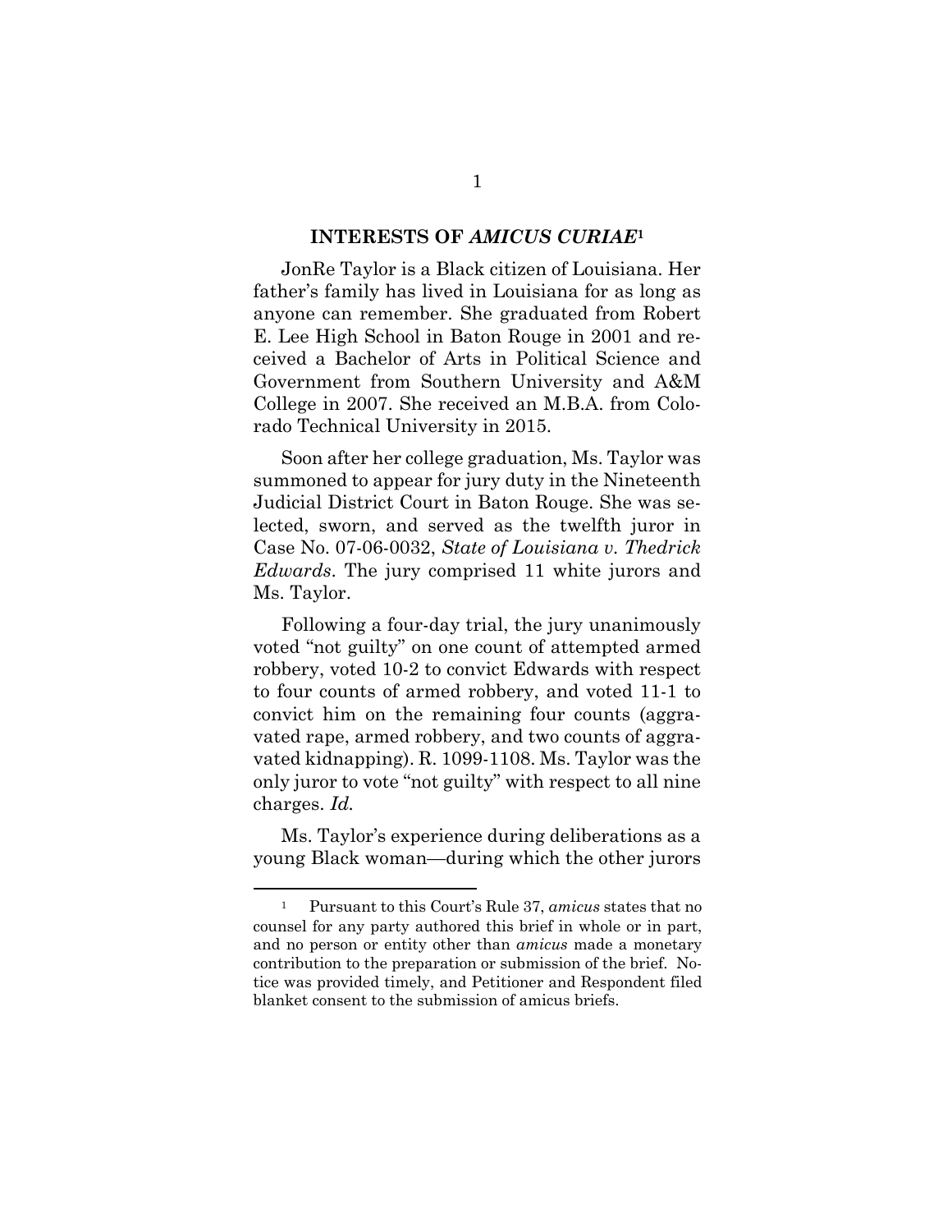## INTERESTS OF *AMICUS CURIAE*[1]

JonRe Taylor is a Black citizen of Louisiana. Her father's family has lived in Louisiana for as long as anyone can remember. She graduated from Robert E. Lee High School in Baton Rouge in 2001 and received a Bachelor of Arts in Political Science and Government from Southern University and A&M College in 2007. She received an M.B.A. from Colorado Technical University in 2015.

Soon after her college graduation, Ms. Taylor was summoned to appear for jury duty in the Nineteenth Judicial District Court in Baton Rouge. She was selected, sworn, and served as the twelfth juror in Case No. 07-06-0032, *State of Louisiana v. Thedrick Edwards*. The jury comprised 11 white jurors and Ms. Taylor.

Following a four-day trial, the jury unanimously voted "not guilty" on one count of attempted armed robbery, voted 10-2 to convict Edwards with respect to four counts of armed robbery, and voted 11-1 to convict him on the remaining four counts (aggravated rape, armed robbery, and two counts of aggravated kidnapping). R. 1099-1108. Ms. Taylor was the only juror to vote "not guilty" with respect to all nine charges. *Id.*

Ms. Taylor's experience during deliberations as a young Black woman—during which the other jurors

---

[1] Pursuant to this Court's Rule 37, *amicus* states that no counsel for any party authored this brief in whole or in part, and no person or entity other than *amicus* made a monetary contribution to the preparation or submission of the brief. Notice was provided timely, and Petitioner and Respondent filed blanket consent to the submission of amicus briefs.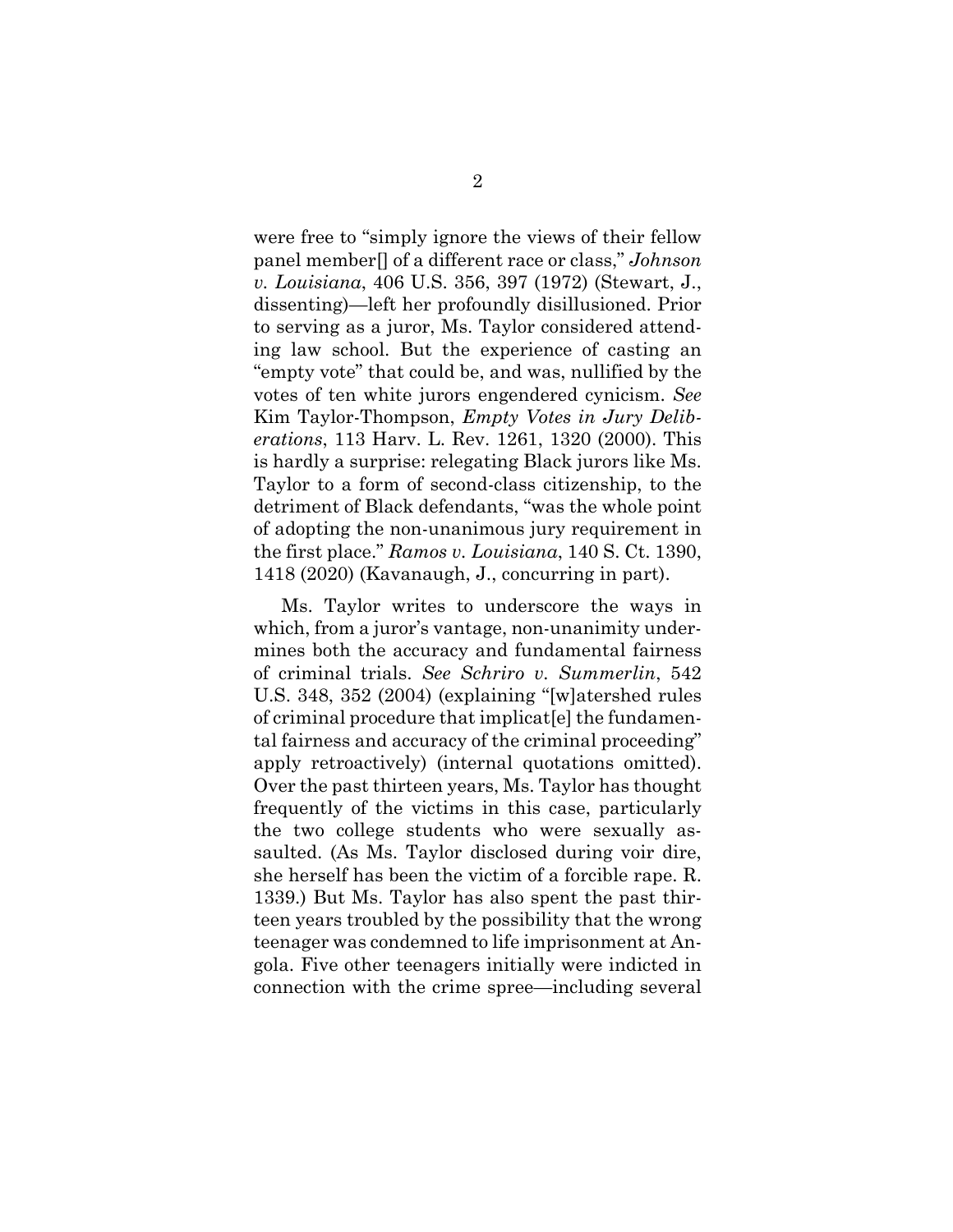were free to "simply ignore the views of their fellow panel member[] of a different race or class," *Johnson v. Louisiana*, 406 U.S. 356, 397 (1972) (Stewart, J., dissenting)—left her profoundly disillusioned. Prior to serving as a juror, Ms. Taylor considered attending law school. But the experience of casting an "empty vote" that could be, and was, nullified by the votes of ten white jurors engendered cynicism. *See* Kim Taylor-Thompson, *Empty Votes in Jury Deliberations*, 113 Harv. L. Rev. 1261, 1320 (2000). This is hardly a surprise: relegating Black jurors like Ms. Taylor to a form of second-class citizenship, to the detriment of Black defendants, "was the whole point of adopting the non-unanimous jury requirement in the first place." *Ramos v. Louisiana*, 140 S. Ct. 1390, 1418 (2020) (Kavanaugh, J., concurring in part).

Ms. Taylor writes to underscore the ways in which, from a juror's vantage, non-unanimity undermines both the accuracy and fundamental fairness of criminal trials. *See Schriro v. Summerlin*, 542 U.S. 348, 352 (2004) (explaining "[w]atershed rules of criminal procedure that implicat[e] the fundamental fairness and accuracy of the criminal proceeding" apply retroactively) (internal quotations omitted). Over the past thirteen years, Ms. Taylor has thought frequently of the victims in this case, particularly the two college students who were sexually assaulted. (As Ms. Taylor disclosed during voir dire, she herself has been the victim of a forcible rape. R. 1339.) But Ms. Taylor has also spent the past thirteen years troubled by the possibility that the wrong teenager was condemned to life imprisonment at Angola. Five other teenagers initially were indicted in connection with the crime spree—including several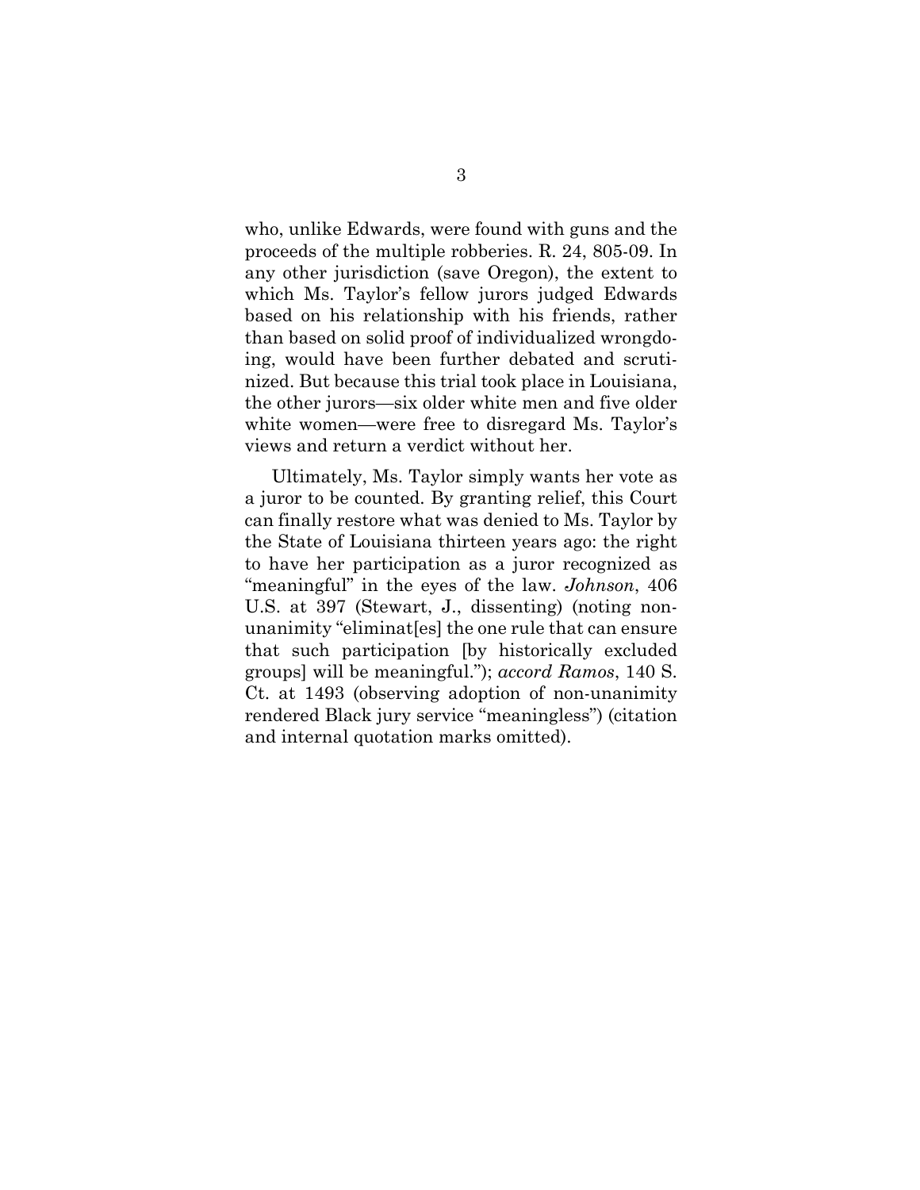who, unlike Edwards, were found with guns and the proceeds of the multiple robberies. R. 24, 805-09. In any other jurisdiction (save Oregon), the extent to which Ms. Taylor's fellow jurors judged Edwards based on his relationship with his friends, rather than based on solid proof of individualized wrongdoing, would have been further debated and scrutinized. But because this trial took place in Louisiana, the other jurors—six older white men and five older white women—were free to disregard Ms. Taylor's views and return a verdict without her.

Ultimately, Ms. Taylor simply wants her vote as a juror to be counted. By granting relief, this Court can finally restore what was denied to Ms. Taylor by the State of Louisiana thirteen years ago: the right to have her participation as a juror recognized as "meaningful" in the eyes of the law. *Johnson*, 406 U.S. at 397 (Stewart, J., dissenting) (noting non-unanimity "eliminat[es] the one rule that can ensure that such participation [by historically excluded groups] will be meaningful."); *accord Ramos*, 140 S. Ct. at 1493 (observing adoption of non-unanimity rendered Black jury service "meaningless") (citation and internal quotation marks omitted).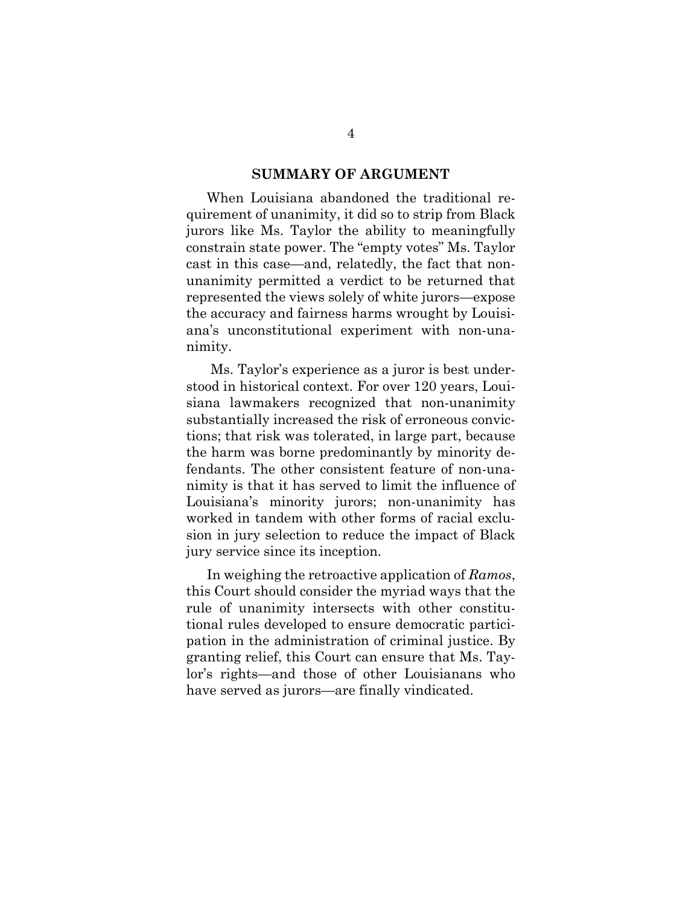## SUMMARY OF ARGUMENT

When Louisiana abandoned the traditional requirement of unanimity, it did so to strip from Black jurors like Ms. Taylor the ability to meaningfully constrain state power. The "empty votes" Ms. Taylor cast in this case—and, relatedly, the fact that non-unanimity permitted a verdict to be returned that represented the views solely of white jurors—expose the accuracy and fairness harms wrought by Louisiana's unconstitutional experiment with non-unanimity.

Ms. Taylor's experience as a juror is best understood in historical context. For over 120 years, Louisiana lawmakers recognized that non-unanimity substantially increased the risk of erroneous convictions; that risk was tolerated, in large part, because the harm was borne predominantly by minority defendants. The other consistent feature of non-unanimity is that it has served to limit the influence of Louisiana's minority jurors; non-unanimity has worked in tandem with other forms of racial exclusion in jury selection to reduce the impact of Black jury service since its inception.

In weighing the retroactive application of *Ramos*, this Court should consider the myriad ways that the rule of unanimity intersects with other constitutional rules developed to ensure democratic participation in the administration of criminal justice. By granting relief, this Court can ensure that Ms. Taylor's rights—and those of other Louisianans who have served as jurors—are finally vindicated.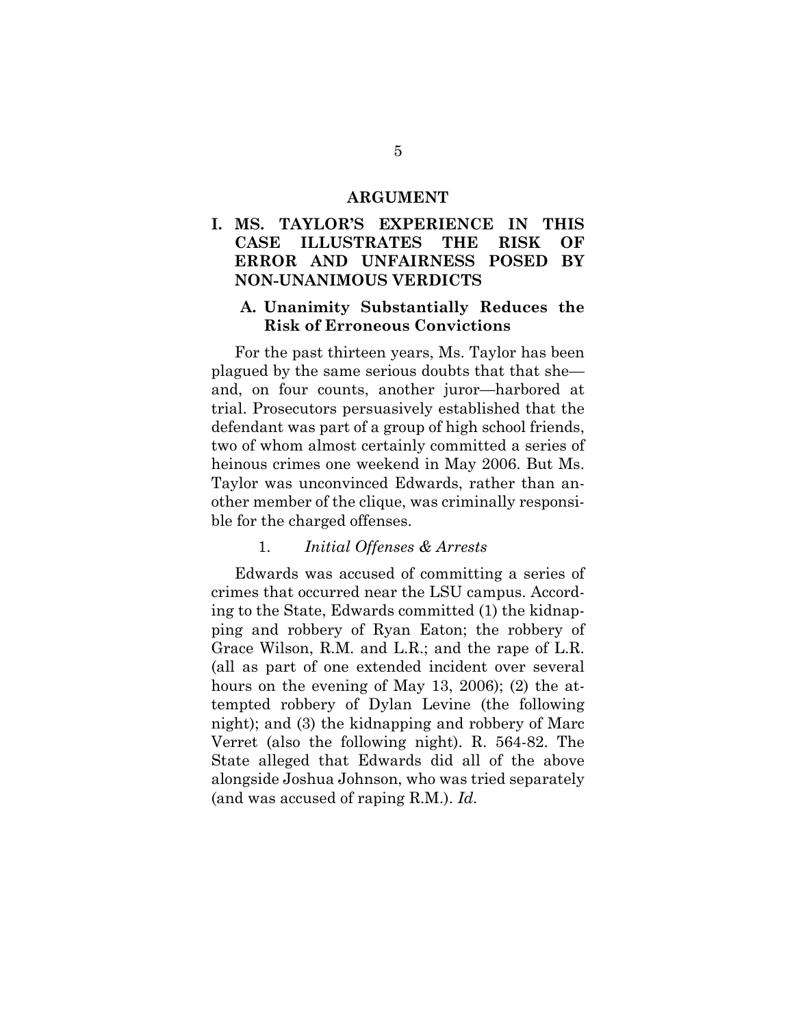## ARGUMENT

### I. MS. TAYLOR'S EXPERIENCE IN THIS CASE ILLUSTRATES THE RISK OF ERROR AND UNFAIRNESS POSED BY NON-UNANIMOUS VERDICTS

#### A. Unanimity Substantially Reduces the Risk of Erroneous Convictions

For the past thirteen years, Ms. Taylor has been plagued by the same serious doubts that that she—and, on four counts, another juror—harbored at trial. Prosecutors persuasively established that the defendant was part of a group of high school friends, two of whom almost certainly committed a series of heinous crimes one weekend in May 2006. But Ms. Taylor was unconvinced Edwards, rather than another member of the clique, was criminally responsible for the charged offenses.

1. *Initial Offenses & Arrests*

Edwards was accused of committing a series of crimes that occurred near the LSU campus. According to the State, Edwards committed (1) the kidnapping and robbery of Ryan Eaton; the robbery of Grace Wilson, R.M. and L.R.; and the rape of L.R. (all as part of one extended incident over several hours on the evening of May 13, 2006); (2) the attempted robbery of Dylan Levine (the following night); and (3) the kidnapping and robbery of Marc Verret (also the following night). R. 564-82. The State alleged that Edwards did all of the above alongside Joshua Johnson, who was tried separately (and was accused of raping R.M.). *Id.*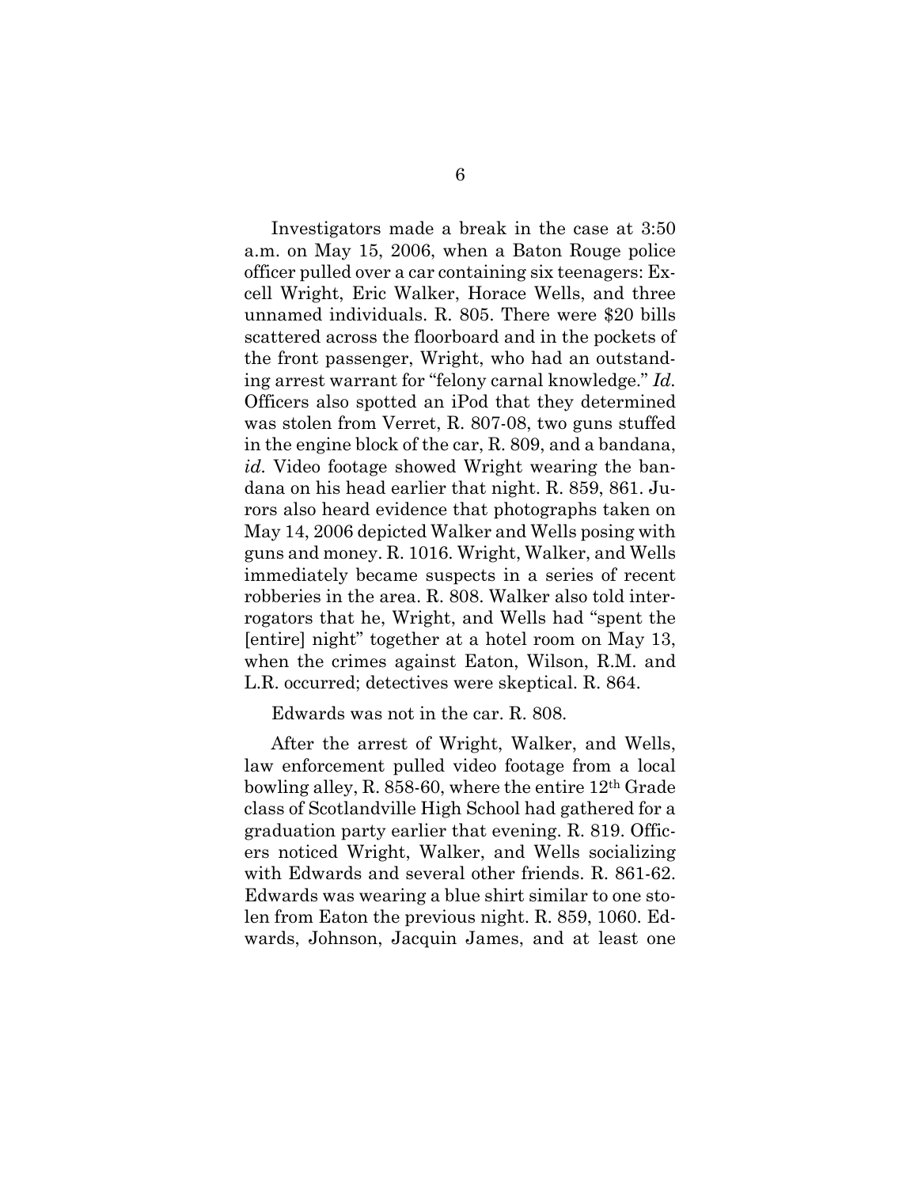Investigators made a break in the case at 3:50 a.m. on May 15, 2006, when a Baton Rouge police officer pulled over a car containing six teenagers: Excell Wright, Eric Walker, Horace Wells, and three unnamed individuals. R. 805. There were $20 bills scattered across the floorboard and in the pockets of the front passenger, Wright, who had an outstanding arrest warrant for "felony carnal knowledge." *Id.* Officers also spotted an iPod that they determined was stolen from Verret, R. 807-08, two guns stuffed in the engine block of the car, R. 809, and a bandana, *id.* Video footage showed Wright wearing the bandana on his head earlier that night. R. 859, 861. Jurors also heard evidence that photographs taken on May 14, 2006 depicted Walker and Wells posing with guns and money. R. 1016. Wright, Walker, and Wells immediately became suspects in a series of recent robberies in the area. R. 808. Walker also told interrogators that he, Wright, and Wells had "spent the [entire] night" together at a hotel room on May 13, when the crimes against Eaton, Wilson, R.M. and L.R. occurred; detectives were skeptical. R. 864.

Edwards was not in the car. R. 808.

After the arrest of Wright, Walker, and Wells, law enforcement pulled video footage from a local bowling alley, R. 858-60, where the entire 12th Grade class of Scotlandville High School had gathered for a graduation party earlier that evening. R. 819. Officers noticed Wright, Walker, and Wells socializing with Edwards and several other friends. R. 861-62. Edwards was wearing a blue shirt similar to one stolen from Eaton the previous night. R. 859, 1060. Edwards, Johnson, Jacquin James, and at least one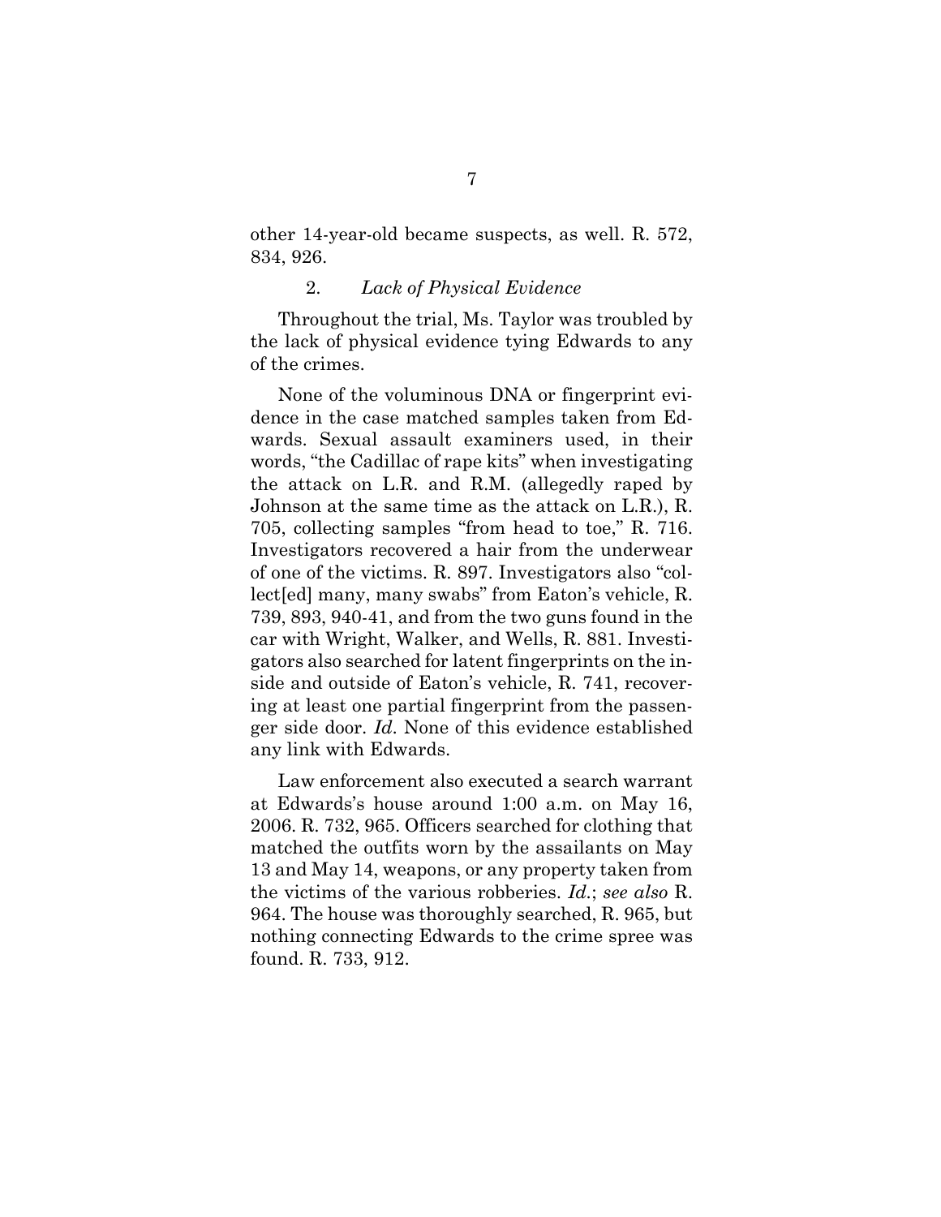other 14-year-old became suspects, as well. R. 572, 834, 926.

### 2. *Lack of Physical Evidence*

Throughout the trial, Ms. Taylor was troubled by the lack of physical evidence tying Edwards to any of the crimes.

None of the voluminous DNA or fingerprint evidence in the case matched samples taken from Edwards. Sexual assault examiners used, in their words, "the Cadillac of rape kits" when investigating the attack on L.R. and R.M. (allegedly raped by Johnson at the same time as the attack on L.R.), R. 705, collecting samples "from head to toe," R. 716. Investigators recovered a hair from the underwear of one of the victims. R. 897. Investigators also "collect[ed] many, many swabs" from Eaton's vehicle, R. 739, 893, 940-41, and from the two guns found in the car with Wright, Walker, and Wells, R. 881. Investigators also searched for latent fingerprints on the inside and outside of Eaton's vehicle, R. 741, recovering at least one partial fingerprint from the passenger side door. *Id*. None of this evidence established any link with Edwards.

Law enforcement also executed a search warrant at Edwards's house around 1:00 a.m. on May 16, 2006. R. 732, 965. Officers searched for clothing that matched the outfits worn by the assailants on May 13 and May 14, weapons, or any property taken from the victims of the various robberies. *Id*.; *see also* R. 964. The house was thoroughly searched, R. 965, but nothing connecting Edwards to the crime spree was found. R. 733, 912.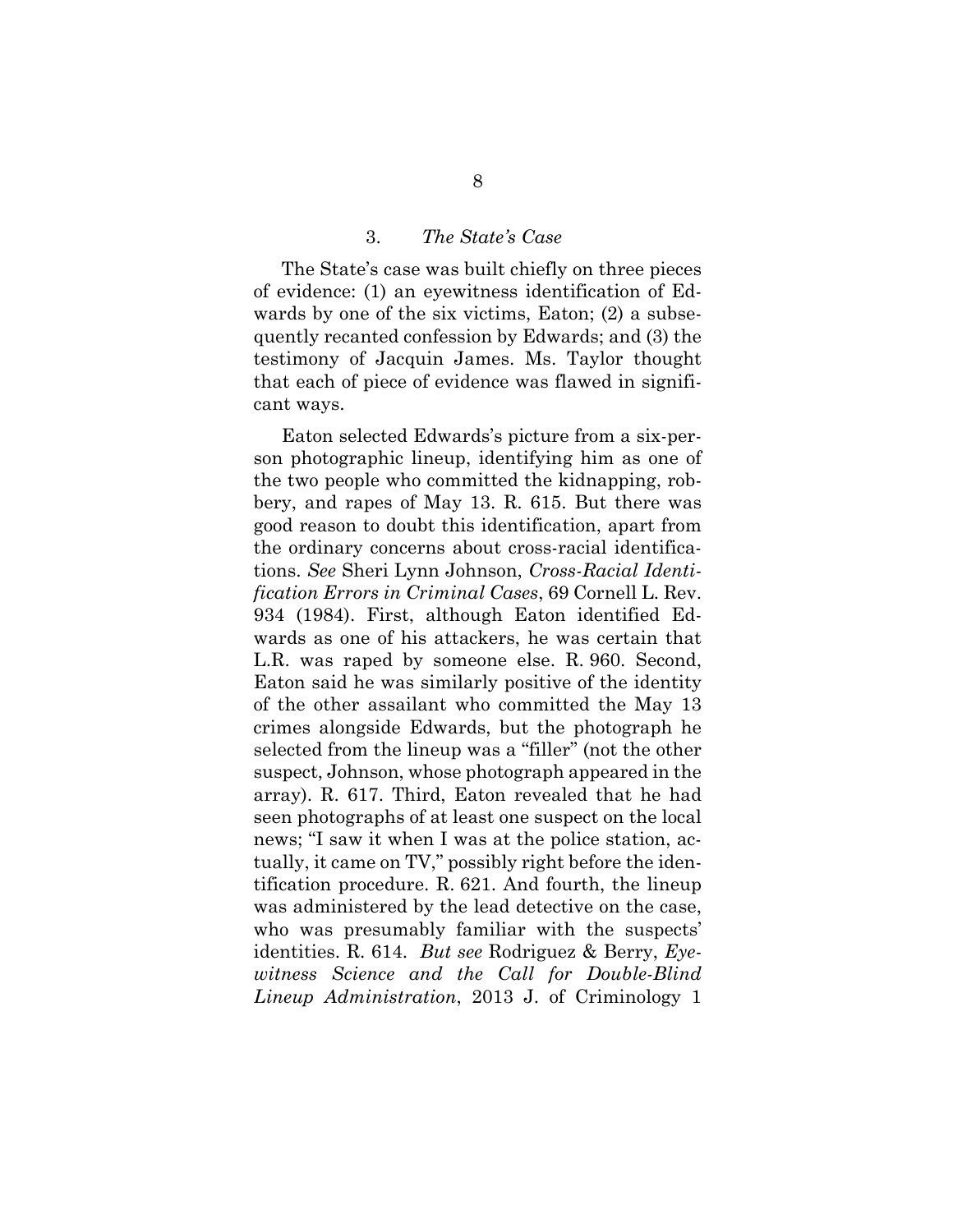### 3. *The State's Case*

The State's case was built chiefly on three pieces of evidence: (1) an eyewitness identification of Edwards by one of the six victims, Eaton; (2) a subsequently recanted confession by Edwards; and (3) the testimony of Jacquin James. Ms. Taylor thought that each of piece of evidence was flawed in significant ways.

Eaton selected Edwards's picture from a six-person photographic lineup, identifying him as one of the two people who committed the kidnapping, robbery, and rapes of May 13. R. 615. But there was good reason to doubt this identification, apart from the ordinary concerns about cross-racial identifications. *See* Sheri Lynn Johnson, *Cross-Racial Identification Errors in Criminal Cases*, 69 Cornell L. Rev. 934 (1984). First, although Eaton identified Edwards as one of his attackers, he was certain that L.R. was raped by someone else. R. 960. Second, Eaton said he was similarly positive of the identity of the other assailant who committed the May 13 crimes alongside Edwards, but the photograph he selected from the lineup was a "filler" (not the other suspect, Johnson, whose photograph appeared in the array). R. 617. Third, Eaton revealed that he had seen photographs of at least one suspect on the local news; "I saw it when I was at the police station, actually, it came on TV," possibly right before the identification procedure. R. 621. And fourth, the lineup was administered by the lead detective on the case, who was presumably familiar with the suspects' identities. R. 614. *But see* Rodriguez & Berry, *Eyewitness Science and the Call for Double-Blind Lineup Administration*, 2013 J. of Criminology 1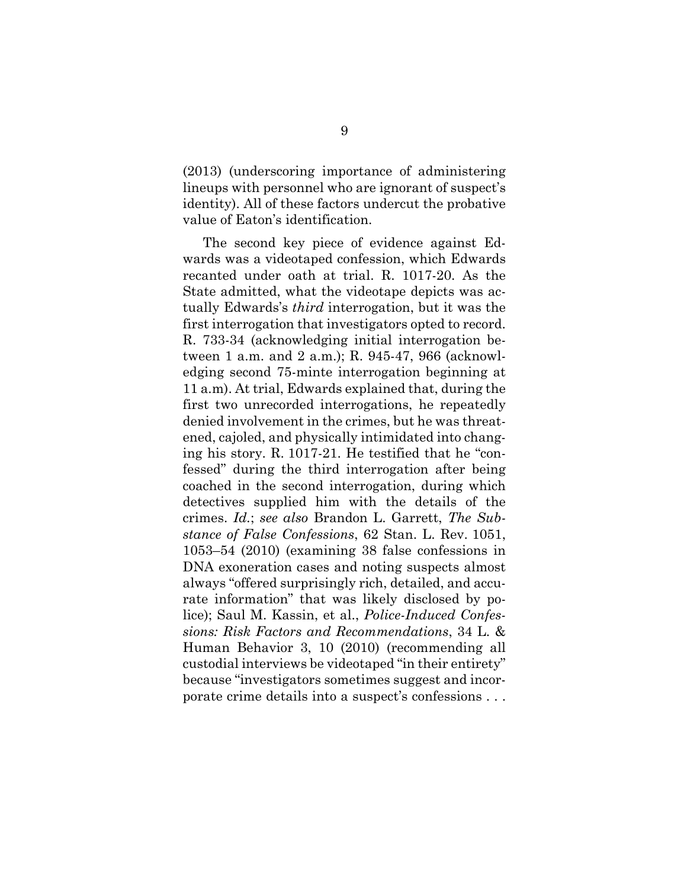(2013) (underscoring importance of administering lineups with personnel who are ignorant of suspect's identity). All of these factors undercut the probative value of Eaton's identification.

The second key piece of evidence against Edwards was a videotaped confession, which Edwards recanted under oath at trial. R. 1017-20. As the State admitted, what the videotape depicts was actually Edwards's *third* interrogation, but it was the first interrogation that investigators opted to record. R. 733-34 (acknowledging initial interrogation between 1 a.m. and 2 a.m.); R. 945-47, 966 (acknowledging second 75-minte interrogation beginning at 11 a.m). At trial, Edwards explained that, during the first two unrecorded interrogations, he repeatedly denied involvement in the crimes, but he was threatened, cajoled, and physically intimidated into changing his story. R. 1017-21. He testified that he "confessed" during the third interrogation after being coached in the second interrogation, during which detectives supplied him with the details of the crimes. *Id.*; *see also* Brandon L. Garrett, *The Substance of False Confessions*, 62 Stan. L. Rev. 1051, 1053–54 (2010) (examining 38 false confessions in DNA exoneration cases and noting suspects almost always "offered surprisingly rich, detailed, and accurate information" that was likely disclosed by police); Saul M. Kassin, et al., *Police-Induced Confessions: Risk Factors and Recommendations*, 34 L. & Human Behavior 3, 10 (2010) (recommending all custodial interviews be videotaped "in their entirety" because "investigators sometimes suggest and incorporate crime details into a suspect's confessions . . .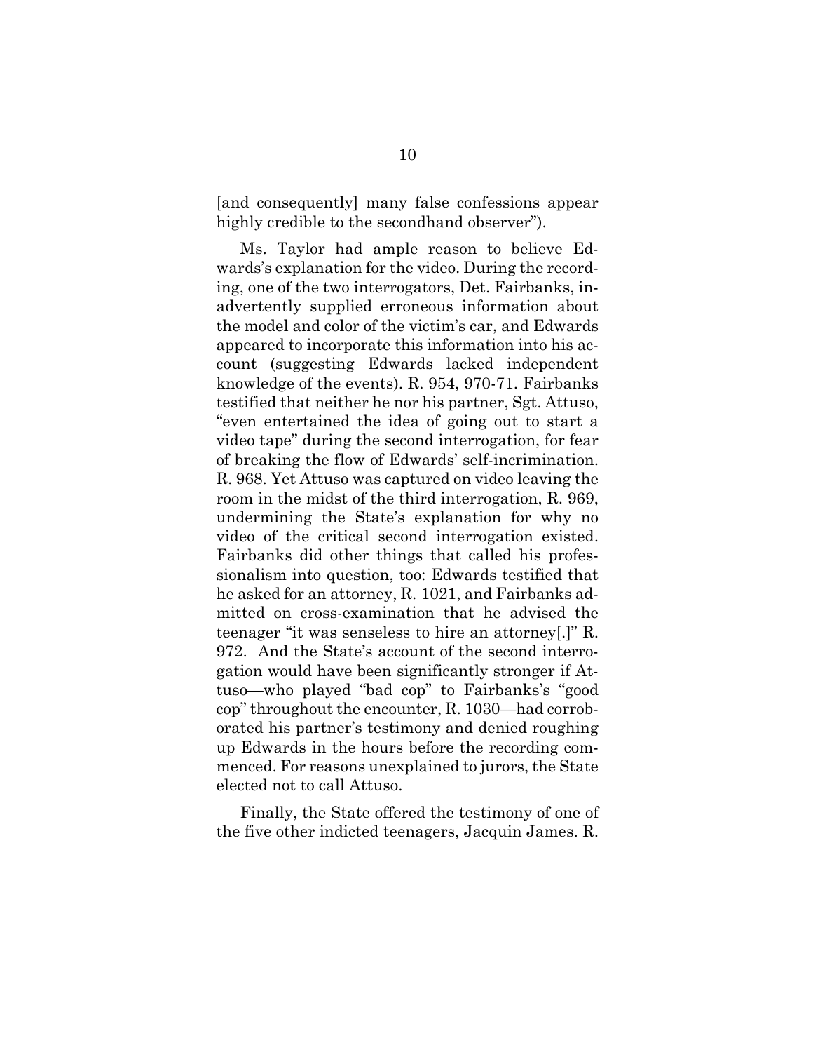[and consequently] many false confessions appear highly credible to the secondhand observer").

Ms. Taylor had ample reason to believe Edwards's explanation for the video. During the recording, one of the two interrogators, Det. Fairbanks, inadvertently supplied erroneous information about the model and color of the victim's car, and Edwards appeared to incorporate this information into his account (suggesting Edwards lacked independent knowledge of the events). R. 954, 970-71. Fairbanks testified that neither he nor his partner, Sgt. Attuso, "even entertained the idea of going out to start a video tape" during the second interrogation, for fear of breaking the flow of Edwards' self-incrimination. R. 968. Yet Attuso was captured on video leaving the room in the midst of the third interrogation, R. 969, undermining the State's explanation for why no video of the critical second interrogation existed. Fairbanks did other things that called his professionalism into question, too: Edwards testified that he asked for an attorney, R. 1021, and Fairbanks admitted on cross-examination that he advised the teenager "it was senseless to hire an attorney[.]" R. 972. And the State's account of the second interrogation would have been significantly stronger if Attuso—who played "bad cop" to Fairbanks's "good cop" throughout the encounter, R. 1030—had corroborated his partner's testimony and denied roughing up Edwards in the hours before the recording commenced. For reasons unexplained to jurors, the State elected not to call Attuso.

Finally, the State offered the testimony of one of the five other indicted teenagers, Jacquin James. R.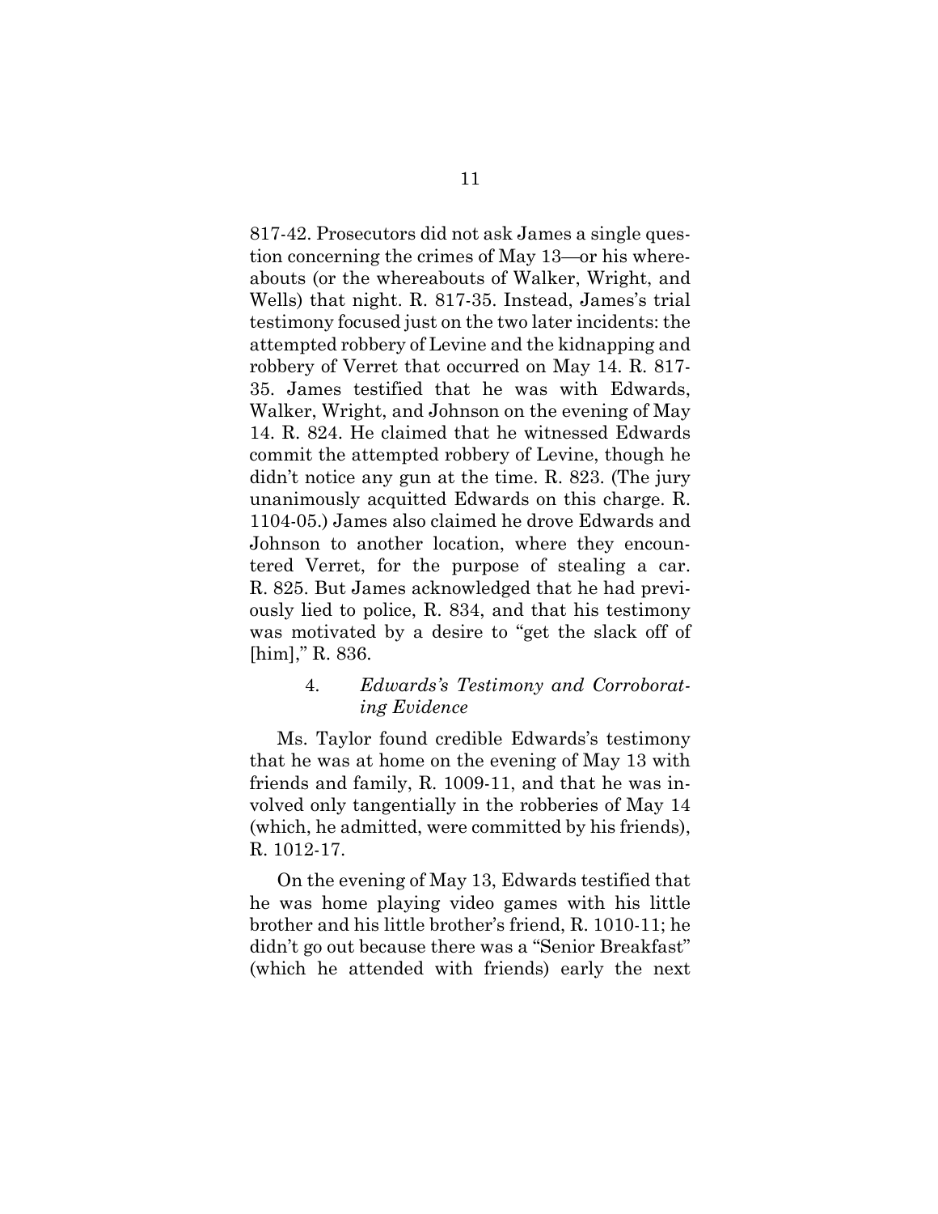817-42. Prosecutors did not ask James a single question concerning the crimes of May 13—or his whereabouts (or the whereabouts of Walker, Wright, and Wells) that night. R. 817-35. Instead, James's trial testimony focused just on the two later incidents: the attempted robbery of Levine and the kidnapping and robbery of Verret that occurred on May 14. R. 817-35. James testified that he was with Edwards, Walker, Wright, and Johnson on the evening of May 14. R. 824. He claimed that he witnessed Edwards commit the attempted robbery of Levine, though he didn't notice any gun at the time. R. 823. (The jury unanimously acquitted Edwards on this charge. R. 1104-05.) James also claimed he drove Edwards and Johnson to another location, where they encountered Verret, for the purpose of stealing a car. R. 825. But James acknowledged that he had previously lied to police, R. 834, and that his testimony was motivated by a desire to "get the slack off of [him]," R. 836.

#### 4. *Edwards's Testimony and Corroborating Evidence*

Ms. Taylor found credible Edwards's testimony that he was at home on the evening of May 13 with friends and family, R. 1009-11, and that he was involved only tangentially in the robberies of May 14 (which, he admitted, were committed by his friends), R. 1012-17.

On the evening of May 13, Edwards testified that he was home playing video games with his little brother and his little brother's friend, R. 1010-11; he didn't go out because there was a "Senior Breakfast" (which he attended with friends) early the next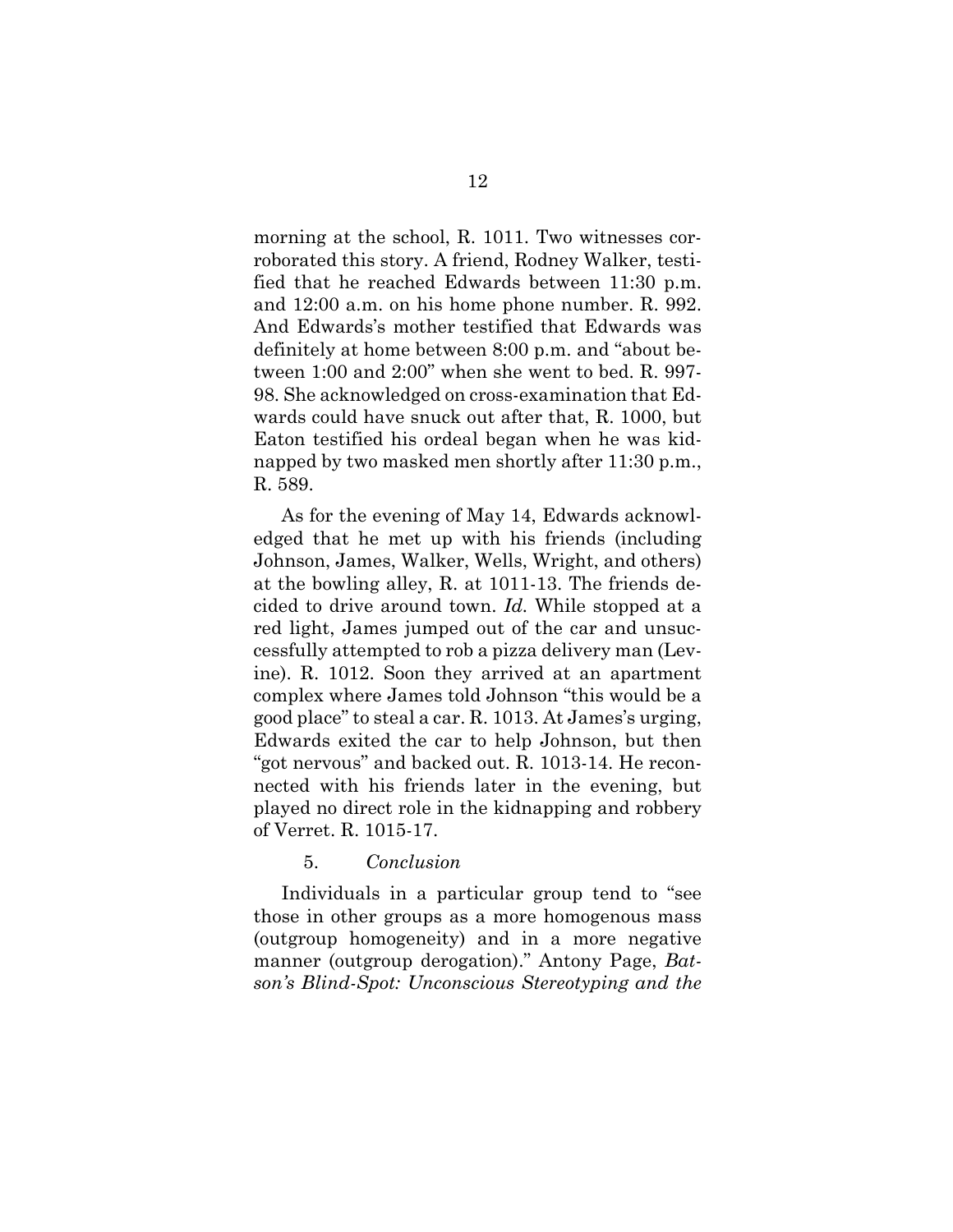morning at the school, R. 1011. Two witnesses corroborated this story. A friend, Rodney Walker, testified that he reached Edwards between 11:30 p.m. and 12:00 a.m. on his home phone number. R. 992. And Edwards's mother testified that Edwards was definitely at home between 8:00 p.m. and "about between 1:00 and 2:00" when she went to bed. R. 997-98. She acknowledged on cross-examination that Edwards could have snuck out after that, R. 1000, but Eaton testified his ordeal began when he was kidnapped by two masked men shortly after 11:30 p.m., R. 589.

As for the evening of May 14, Edwards acknowledged that he met up with his friends (including Johnson, James, Walker, Wells, Wright, and others) at the bowling alley, R. at 1011-13. The friends decided to drive around town. *Id.* While stopped at a red light, James jumped out of the car and unsuccessfully attempted to rob a pizza delivery man (Levine). R. 1012. Soon they arrived at an apartment complex where James told Johnson "this would be a good place" to steal a car. R. 1013. At James's urging, Edwards exited the car to help Johnson, but then "got nervous" and backed out. R. 1013-14. He reconnected with his friends later in the evening, but played no direct role in the kidnapping and robbery of Verret. R. 1015-17.

5. *Conclusion*

Individuals in a particular group tend to "see those in other groups as a more homogenous mass (outgroup homogeneity) and in a more negative manner (outgroup derogation)." Antony Page, *Batson's Blind-Spot: Unconscious Stereotyping and the*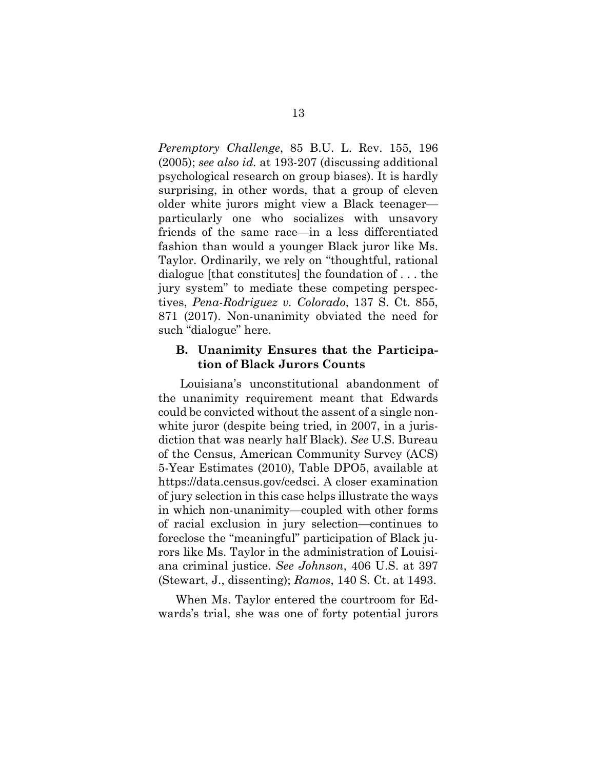*Peremptory Challenge*, 85 B.U. L. Rev. 155, 196 (2005); *see also id.* at 193-207 (discussing additional psychological research on group biases). It is hardly surprising, in other words, that a group of eleven older white jurors might view a Black teenager—particularly one who socializes with unsavory friends of the same race—in a less differentiated fashion than would a younger Black juror like Ms. Taylor. Ordinarily, we rely on "thoughtful, rational dialogue [that constitutes] the foundation of . . . the jury system" to mediate these competing perspectives, *Pena-Rodriguez v. Colorado*, 137 S. Ct. 855, 871 (2017). Non-unanimity obviated the need for such "dialogue" here.

### B. Unanimity Ensures that the Participation of Black Jurors Counts

Louisiana's unconstitutional abandonment of the unanimity requirement meant that Edwards could be convicted without the assent of a single non-white juror (despite being tried, in 2007, in a jurisdiction that was nearly half Black). *See* U.S. Bureau of the Census, American Community Survey (ACS) 5-Year Estimates (2010), Table DPO5, available at https://data.census.gov/cedsci. A closer examination of jury selection in this case helps illustrate the ways in which non-unanimity—coupled with other forms of racial exclusion in jury selection—continues to foreclose the "meaningful" participation of Black jurors like Ms. Taylor in the administration of Louisiana criminal justice. *See Johnson*, 406 U.S. at 397 (Stewart, J., dissenting); *Ramos*, 140 S. Ct. at 1493.

When Ms. Taylor entered the courtroom for Edwards's trial, she was one of forty potential jurors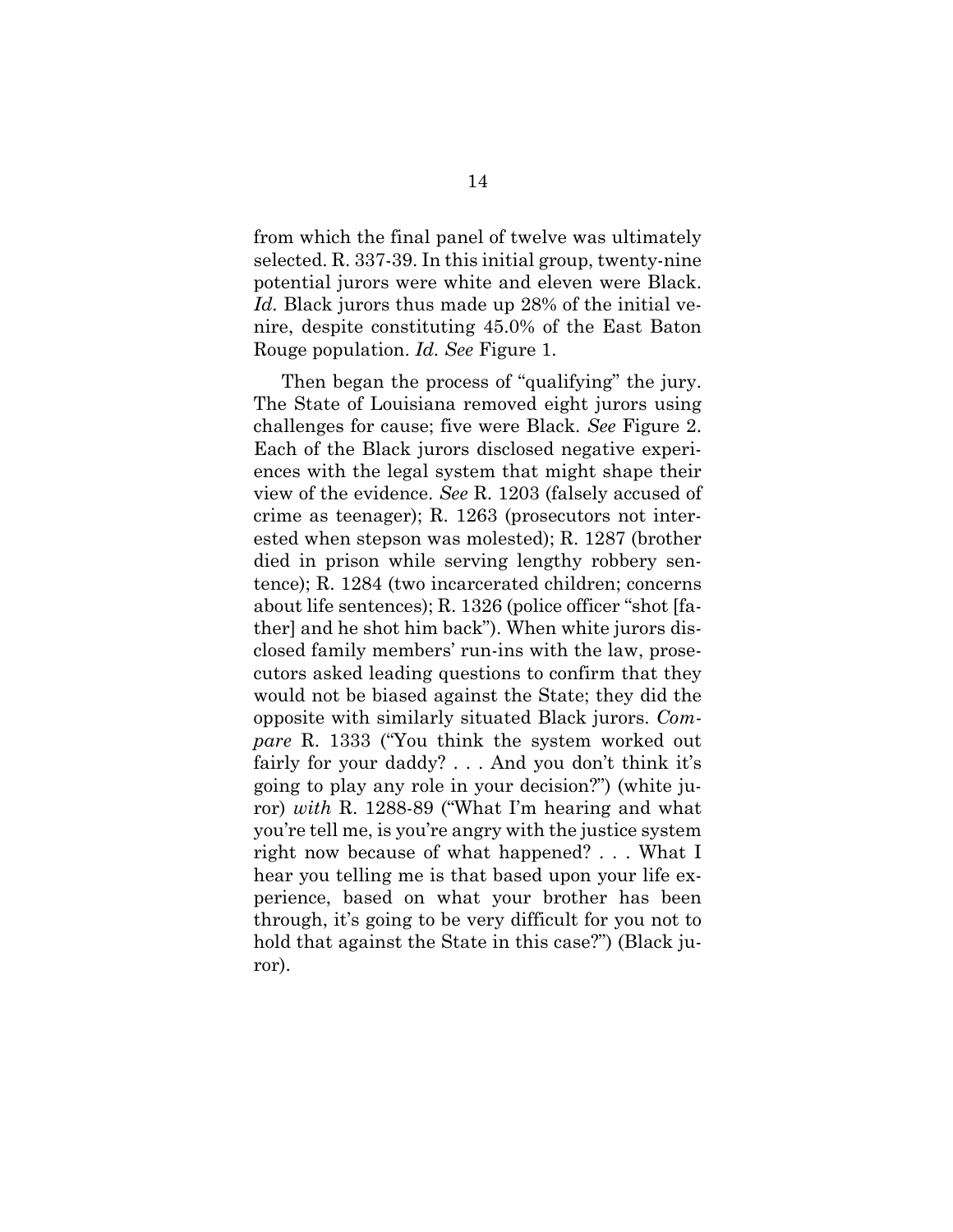from which the final panel of twelve was ultimately selected. R. 337-39. In this initial group, twenty-nine potential jurors were white and eleven were Black. *Id.* Black jurors thus made up 28% of the initial venire, despite constituting 45.0% of the East Baton Rouge population. *Id. See* Figure 1.

Then began the process of "qualifying" the jury. The State of Louisiana removed eight jurors using challenges for cause; five were Black. *See* Figure 2. Each of the Black jurors disclosed negative experiences with the legal system that might shape their view of the evidence. *See* R. 1203 (falsely accused of crime as teenager); R. 1263 (prosecutors not interested when stepson was molested); R. 1287 (brother died in prison while serving lengthy robbery sentence); R. 1284 (two incarcerated children; concerns about life sentences); R. 1326 (police officer "shot [father] and he shot him back"). When white jurors disclosed family members' run-ins with the law, prosecutors asked leading questions to confirm that they would not be biased against the State; they did the opposite with similarly situated Black jurors. *Compare* R. 1333 ("You think the system worked out fairly for your daddy? . . . And you don't think it's going to play any role in your decision?") (white juror) *with* R. 1288-89 ("What I'm hearing and what you're tell me, is you're angry with the justice system right now because of what happened? . . . What I hear you telling me is that based upon your life experience, based on what your brother has been through, it's going to be very difficult for you not to hold that against the State in this case?") (Black juror).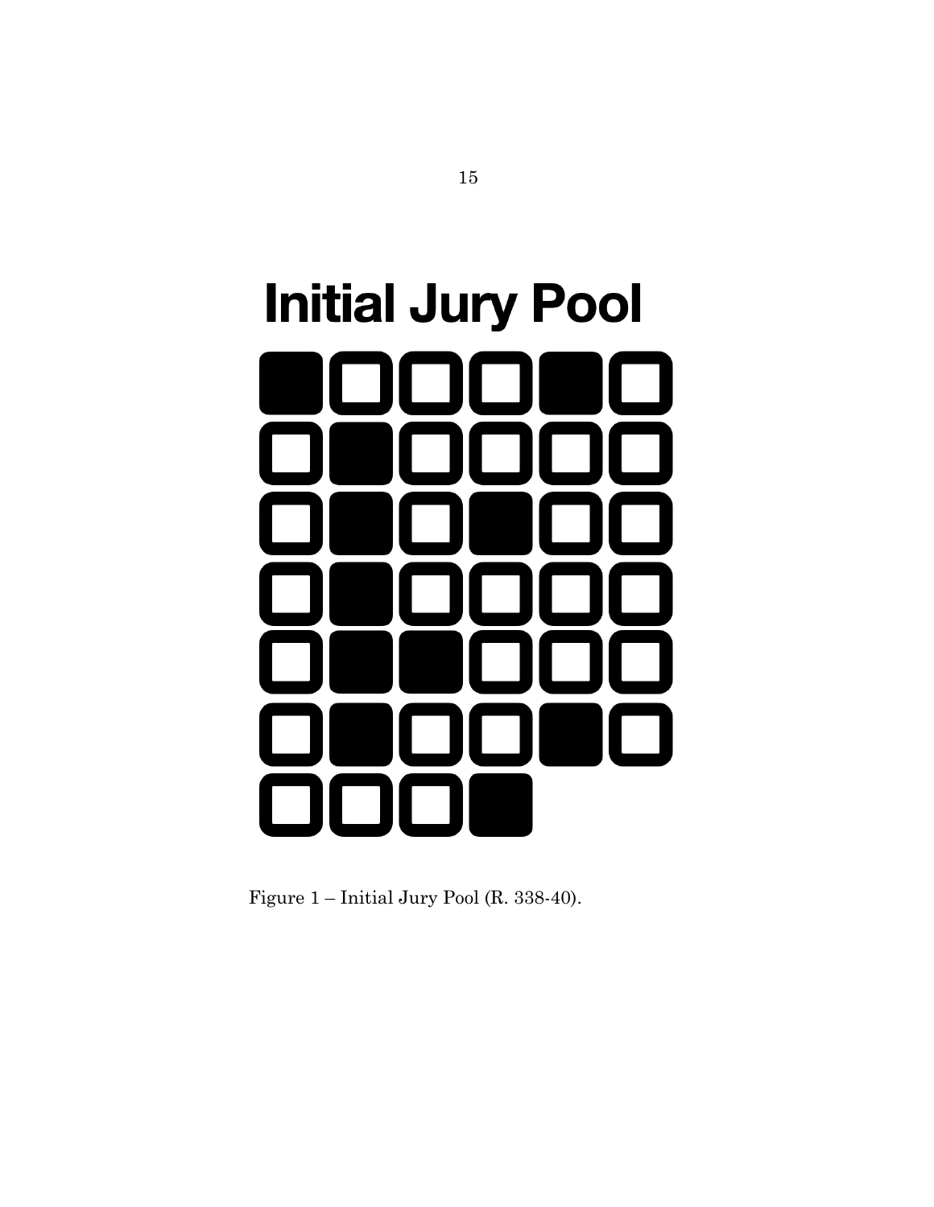# Initial Jury Pool

Figure 1 – Initial Jury Pool (R. 338-40).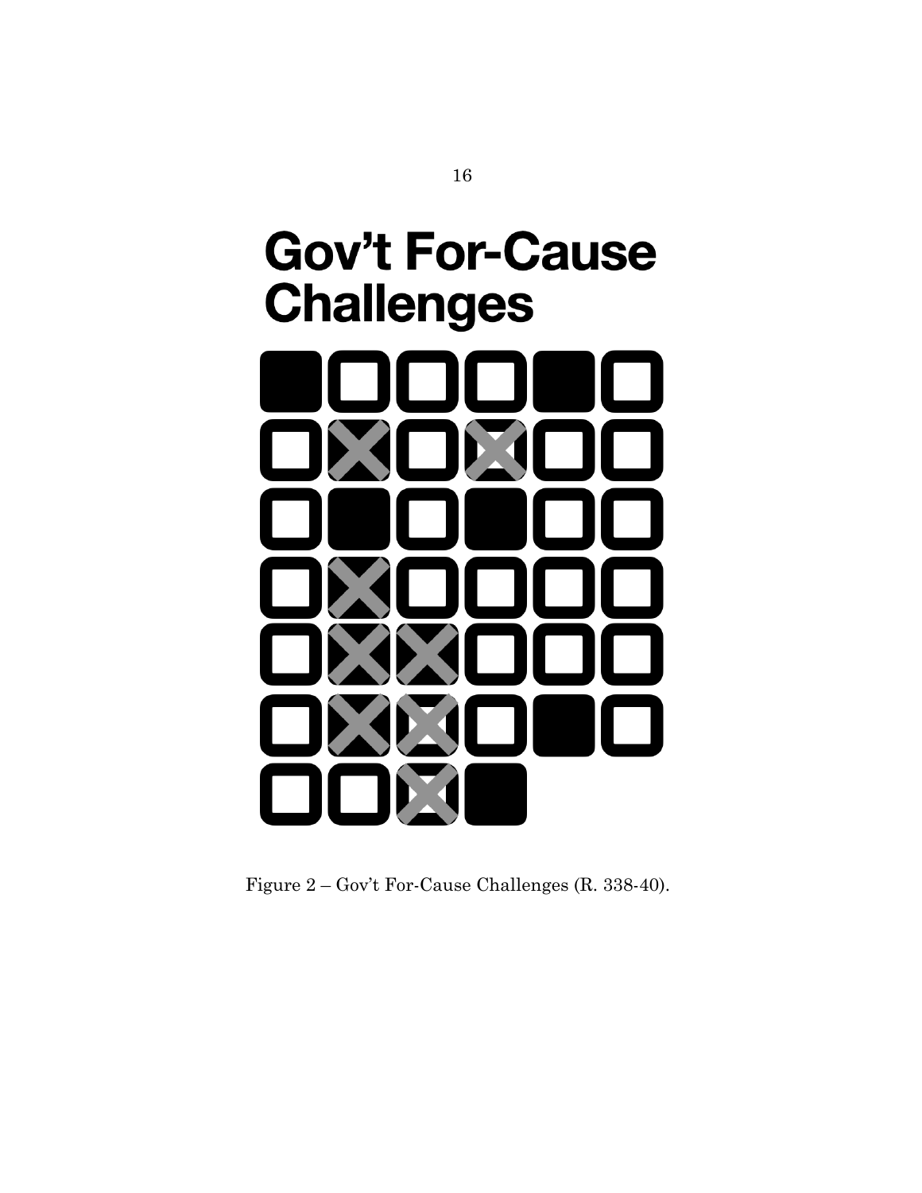# Gov't For-Cause Challenges

Figure 2 – Gov't For-Cause Challenges (R. 338-40).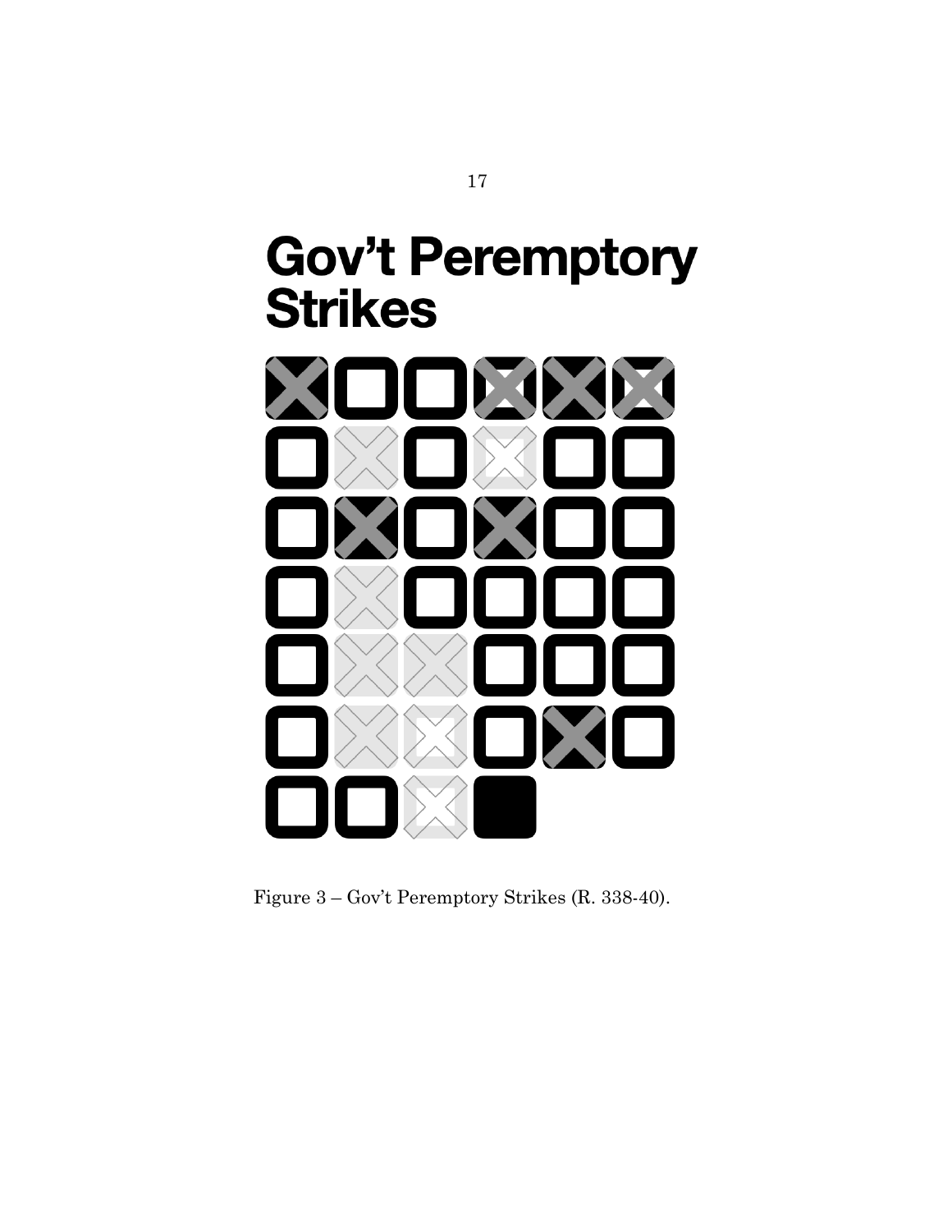# Gov't Peremptory Strikes

Figure 3 – Gov't Peremptory Strikes (R. 338-40).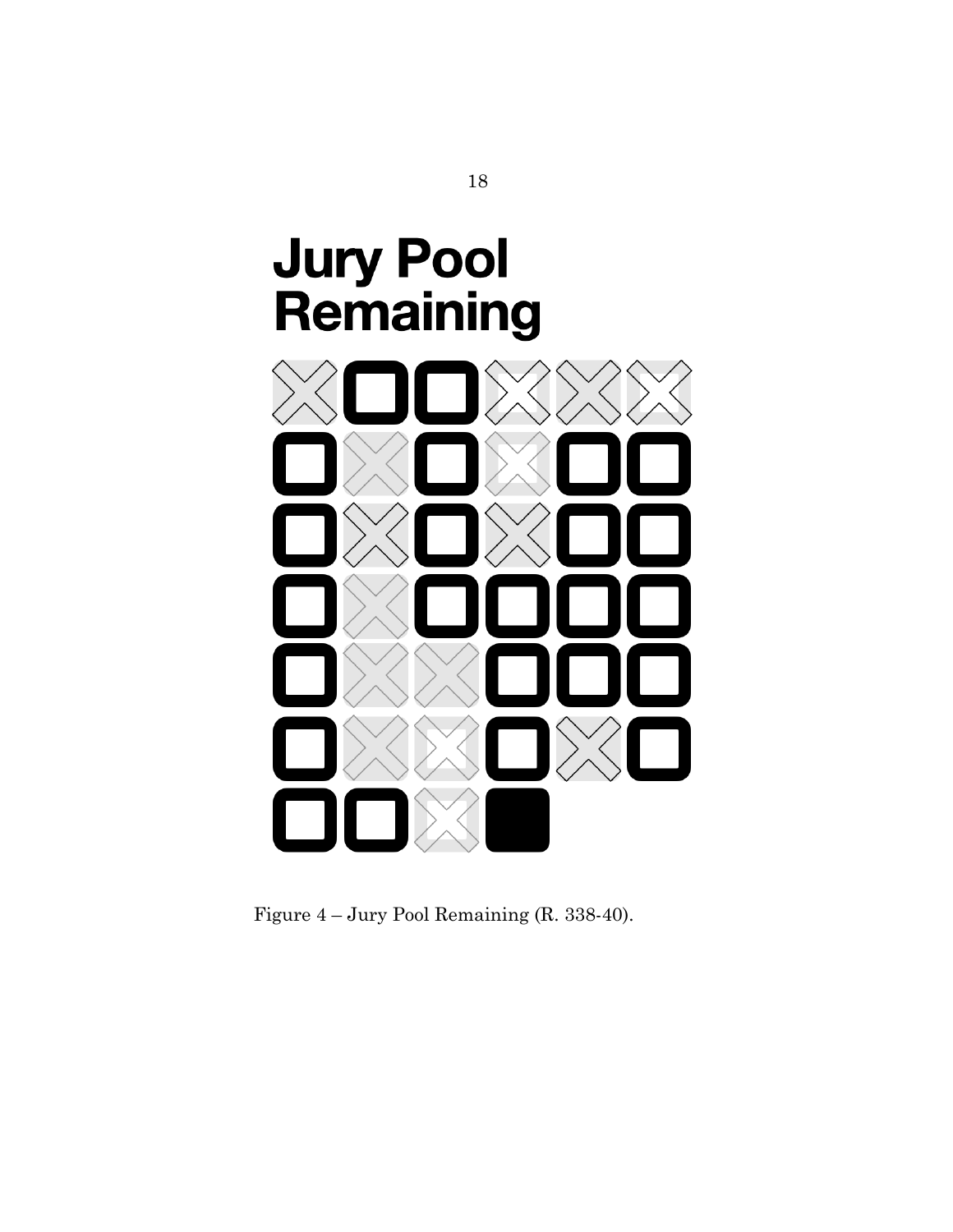# Jury Pool Remaining

Figure 4 – Jury Pool Remaining (R. 338-40).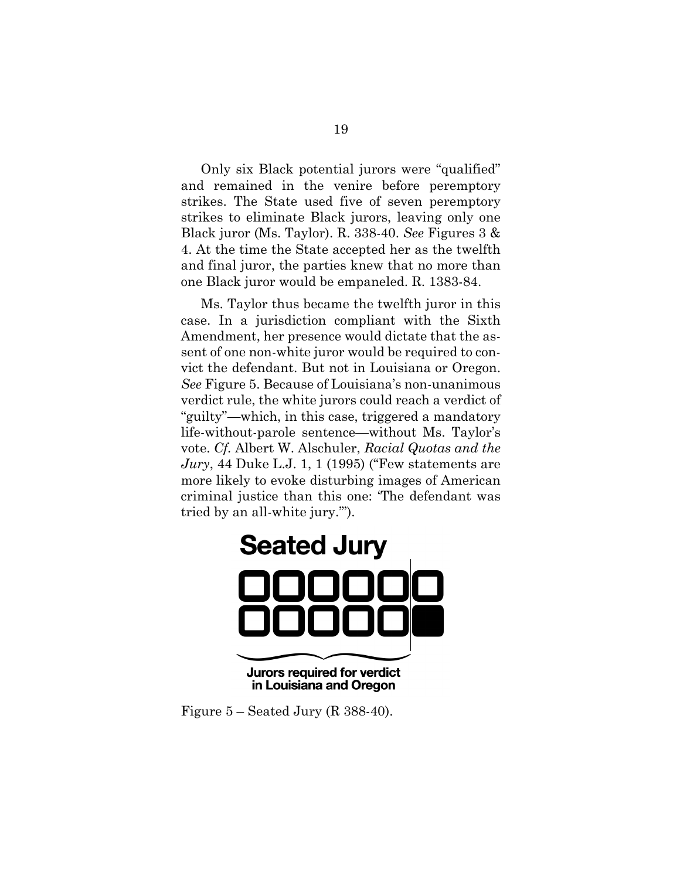Only six Black potential jurors were "qualified" and remained in the venire before peremptory strikes. The State used five of seven peremptory strikes to eliminate Black jurors, leaving only one Black juror (Ms. Taylor). R. 338-40. *See* Figures 3 & 4. At the time the State accepted her as the twelfth and final juror, the parties knew that no more than one Black juror would be empaneled. R. 1383-84.

Ms. Taylor thus became the twelfth juror in this case. In a jurisdiction compliant with the Sixth Amendment, her presence would dictate that the assent of one non-white juror would be required to convict the defendant. But not in Louisiana or Oregon. *See* Figure 5. Because of Louisiana's non-unanimous verdict rule, the white jurors could reach a verdict of "guilty"—which, in this case, triggered a mandatory life-without-parole sentence—without Ms. Taylor's vote. *Cf.* Albert W. Alschuler, *Racial Quotas and the Jury*, 44 Duke L.J. 1, 1 (1995) ("Few statements are more likely to evoke disturbing images of American criminal justice than this one: 'The defendant was tried by an all-white jury.'").

**Seated Jury**

**Jurors required for verdict in Louisiana and Oregon**

Figure 5 – Seated Jury (R 388-40).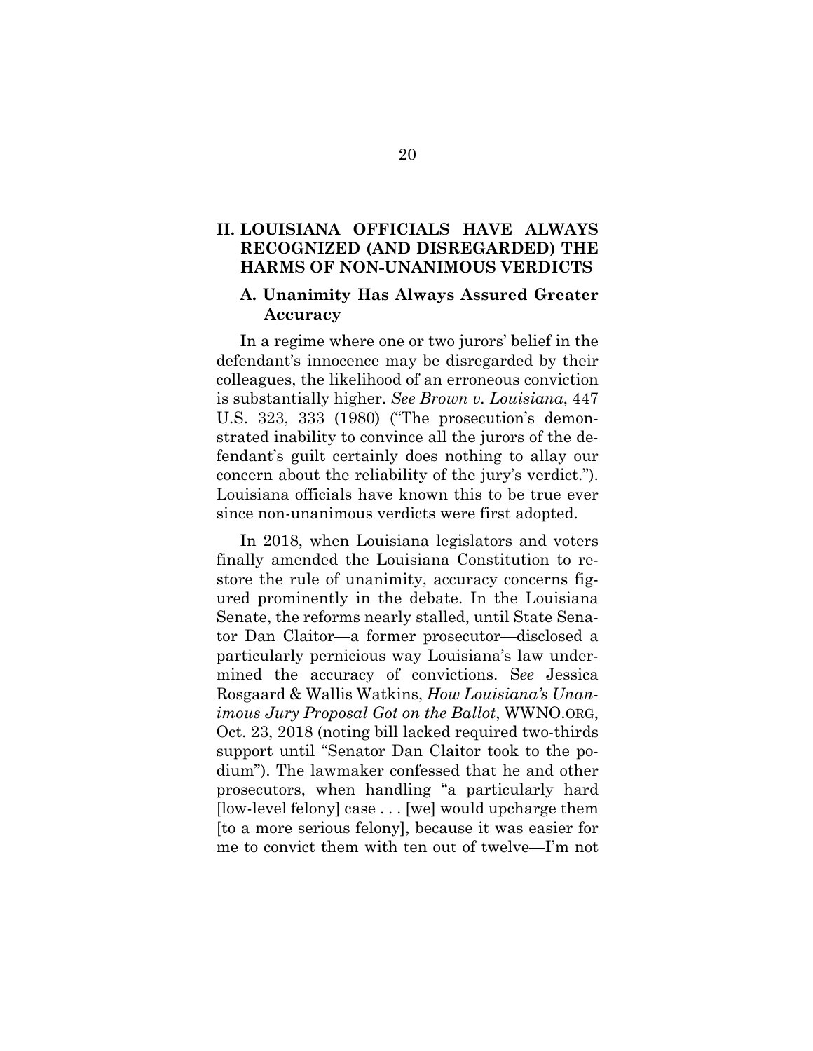## II. LOUISIANA OFFICIALS HAVE ALWAYS RECOGNIZED (AND DISREGARDED) THE HARMS OF NON-UNANIMOUS VERDICTS

### A. Unanimity Has Always Assured Greater Accuracy

In a regime where one or two jurors' belief in the defendant's innocence may be disregarded by their colleagues, the likelihood of an erroneous conviction is substantially higher. *See Brown v. Louisiana*, 447 U.S. 323, 333 (1980) ("The prosecution's demonstrated inability to convince all the jurors of the defendant's guilt certainly does nothing to allay our concern about the reliability of the jury's verdict."). Louisiana officials have known this to be true ever since non-unanimous verdicts were first adopted.

In 2018, when Louisiana legislators and voters finally amended the Louisiana Constitution to restore the rule of unanimity, accuracy concerns figured prominently in the debate. In the Louisiana Senate, the reforms nearly stalled, until State Senator Dan Claitor—a former prosecutor—disclosed a particularly pernicious way Louisiana's law undermined the accuracy of convictions. S*ee* Jessica Rosgaard & Wallis Watkins, *How Louisiana's Unanimous Jury Proposal Got on the Ballot*, WWNO.ORG, Oct. 23, 2018 (noting bill lacked required two-thirds support until "Senator Dan Claitor took to the podium"). The lawmaker confessed that he and other prosecutors, when handling "a particularly hard [low-level felony] case . . . [we] would upcharge them [to a more serious felony], because it was easier for me to convict them with ten out of twelve—I'm not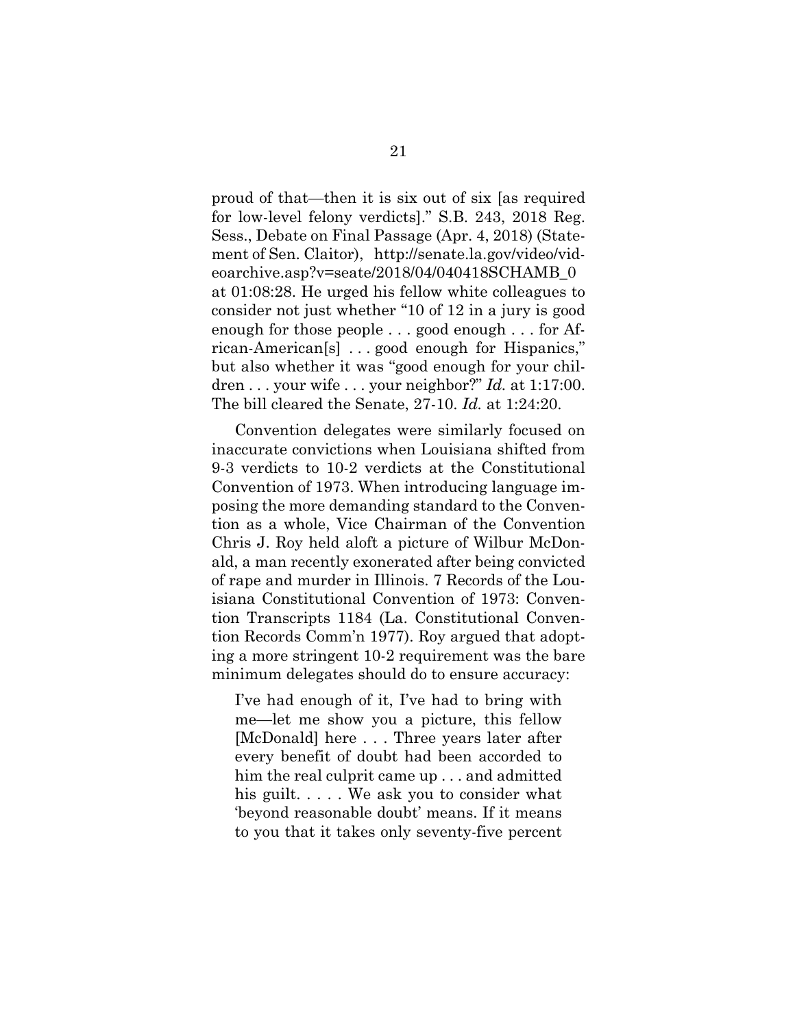proud of that—then it is six out of six [as required for low-level felony verdicts]." S.B. 243, 2018 Reg. Sess., Debate on Final Passage (Apr. 4, 2018) (Statement of Sen. Claitor), http://senate.la.gov/video/videoarchive.asp?v=seate/2018/04/040418SCHAMB_0 at 01:08:28. He urged his fellow white colleagues to consider not just whether "10 of 12 in a jury is good enough for those people . . . good enough . . . for African-American[s] . . . good enough for Hispanics," but also whether it was "good enough for your children . . . your wife . . . your neighbor?" *Id.* at 1:17:00. The bill cleared the Senate, 27-10. *Id.* at 1:24:20.

Convention delegates were similarly focused on inaccurate convictions when Louisiana shifted from 9-3 verdicts to 10-2 verdicts at the Constitutional Convention of 1973. When introducing language imposing the more demanding standard to the Convention as a whole, Vice Chairman of the Convention Chris J. Roy held aloft a picture of Wilbur McDonald, a man recently exonerated after being convicted of rape and murder in Illinois. 7 Records of the Louisiana Constitutional Convention of 1973: Convention Transcripts 1184 (La. Constitutional Convention Records Comm'n 1977). Roy argued that adopting a more stringent 10-2 requirement was the bare minimum delegates should do to ensure accuracy:

> I've had enough of it, I've had to bring with me—let me show you a picture, this fellow [McDonald] here . . . Three years later after every benefit of doubt had been accorded to him the real culprit came up . . . and admitted his guilt. . . . . We ask you to consider what 'beyond reasonable doubt' means. If it means to you that it takes only seventy-five percent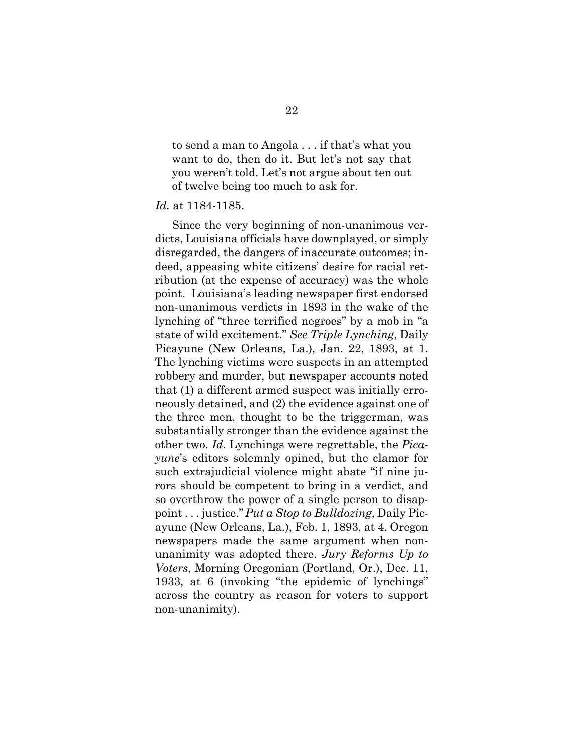> to send a man to Angola . . . if that's what you want to do, then do it. But let's not say that you weren't told. Let's not argue about ten out of twelve being too much to ask for.

*Id.* at 1184-1185.

Since the very beginning of non-unanimous verdicts, Louisiana officials have downplayed, or simply disregarded, the dangers of inaccurate outcomes; indeed, appeasing white citizens' desire for racial retribution (at the expense of accuracy) was the whole point. Louisiana's leading newspaper first endorsed non-unanimous verdicts in 1893 in the wake of the lynching of "three terrified negroes" by a mob in "a state of wild excitement." *See Triple Lynching*, Daily Picayune (New Orleans, La.), Jan. 22, 1893, at 1. The lynching victims were suspects in an attempted robbery and murder, but newspaper accounts noted that (1) a different armed suspect was initially erroneously detained, and (2) the evidence against one of the three men, thought to be the triggerman, was substantially stronger than the evidence against the other two. *Id.* Lynchings were regrettable, the *Picayune*'s editors solemnly opined, but the clamor for such extrajudicial violence might abate "if nine jurors should be competent to bring in a verdict, and so overthrow the power of a single person to disappoint . . . justice." *Put a Stop to Bulldozing*, Daily Picayune (New Orleans, La.), Feb. 1, 1893, at 4. Oregon newspapers made the same argument when non-unanimity was adopted there. *Jury Reforms Up to Voters*, Morning Oregonian (Portland, Or.), Dec. 11, 1933, at 6 (invoking "the epidemic of lynchings" across the country as reason for voters to support non-unanimity).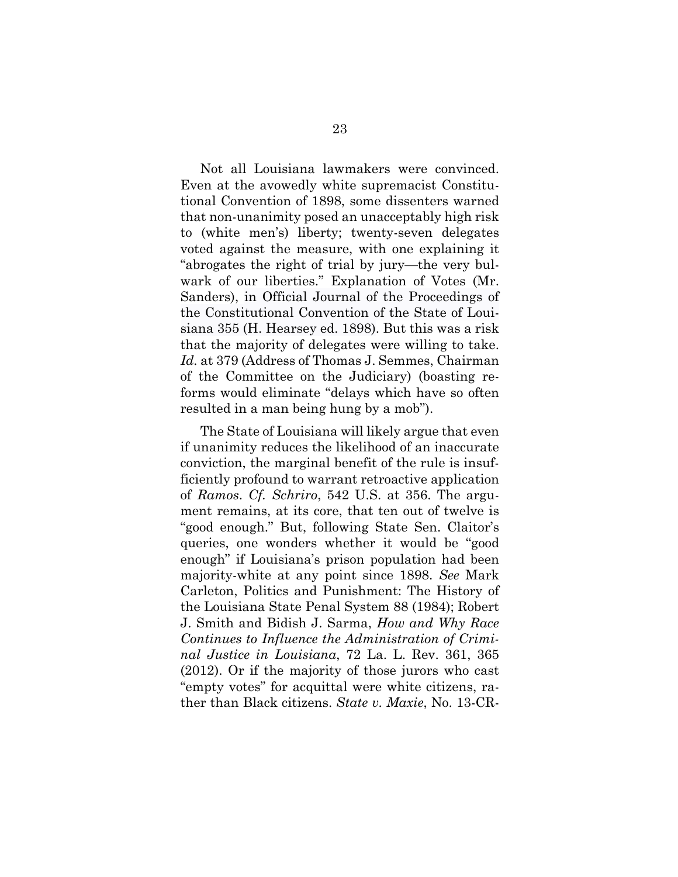Not all Louisiana lawmakers were convinced. Even at the avowedly white supremacist Constitutional Convention of 1898, some dissenters warned that non-unanimity posed an unacceptably high risk to (white men's) liberty; twenty-seven delegates voted against the measure, with one explaining it "abrogates the right of trial by jury—the very bulwark of our liberties." Explanation of Votes (Mr. Sanders), in Official Journal of the Proceedings of the Constitutional Convention of the State of Louisiana 355 (H. Hearsey ed. 1898). But this was a risk that the majority of delegates were willing to take. *Id.* at 379 (Address of Thomas J. Semmes, Chairman of the Committee on the Judiciary) (boasting reforms would eliminate "delays which have so often resulted in a man being hung by a mob").

The State of Louisiana will likely argue that even if unanimity reduces the likelihood of an inaccurate conviction, the marginal benefit of the rule is insufficiently profound to warrant retroactive application of *Ramos*. *Cf. Schriro*, 542 U.S. at 356. The argument remains, at its core, that ten out of twelve is "good enough." But, following State Sen. Claitor's queries, one wonders whether it would be "good enough" if Louisiana's prison population had been majority-white at any point since 1898. *See* Mark Carleton, Politics and Punishment: The History of the Louisiana State Penal System 88 (1984); Robert J. Smith and Bidish J. Sarma, *How and Why Race Continues to Influence the Administration of Criminal Justice in Louisiana*, 72 La. L. Rev. 361, 365 (2012). Or if the majority of those jurors who cast "empty votes" for acquittal were white citizens, rather than Black citizens. *State v. Maxie*, No. 13-CR-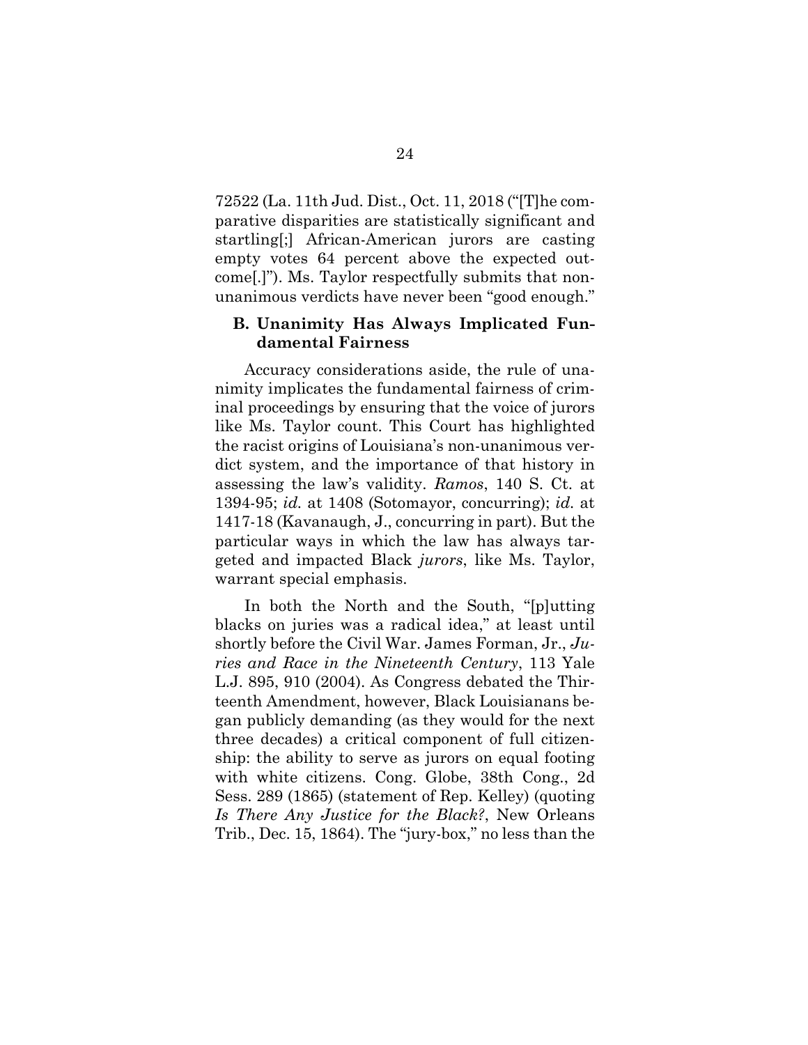72522 (La. 11th Jud. Dist., Oct. 11, 2018 ("[T]he comparative disparities are statistically significant and startling[;] African-American jurors are casting empty votes 64 percent above the expected outcome[.]"). Ms. Taylor respectfully submits that non-unanimous verdicts have never been "good enough."

### B. Unanimity Has Always Implicated Fundamental Fairness

Accuracy considerations aside, the rule of unanimity implicates the fundamental fairness of criminal proceedings by ensuring that the voice of jurors like Ms. Taylor count. This Court has highlighted the racist origins of Louisiana's non-unanimous verdict system, and the importance of that history in assessing the law's validity. *Ramos*, 140 S. Ct. at 1394-95; *id.* at 1408 (Sotomayor, concurring); *id.* at 1417-18 (Kavanaugh, J., concurring in part). But the particular ways in which the law has always targeted and impacted Black *jurors*, like Ms. Taylor, warrant special emphasis.

In both the North and the South, "[p]utting blacks on juries was a radical idea," at least until shortly before the Civil War. James Forman, Jr., *Juries and Race in the Nineteenth Century*, 113 Yale L.J. 895, 910 (2004). As Congress debated the Thirteenth Amendment, however, Black Louisianans began publicly demanding (as they would for the next three decades) a critical component of full citizenship: the ability to serve as jurors on equal footing with white citizens. Cong. Globe, 38th Cong., 2d Sess. 289 (1865) (statement of Rep. Kelley) (quoting *Is There Any Justice for the Black?*, New Orleans Trib., Dec. 15, 1864). The "jury-box," no less than the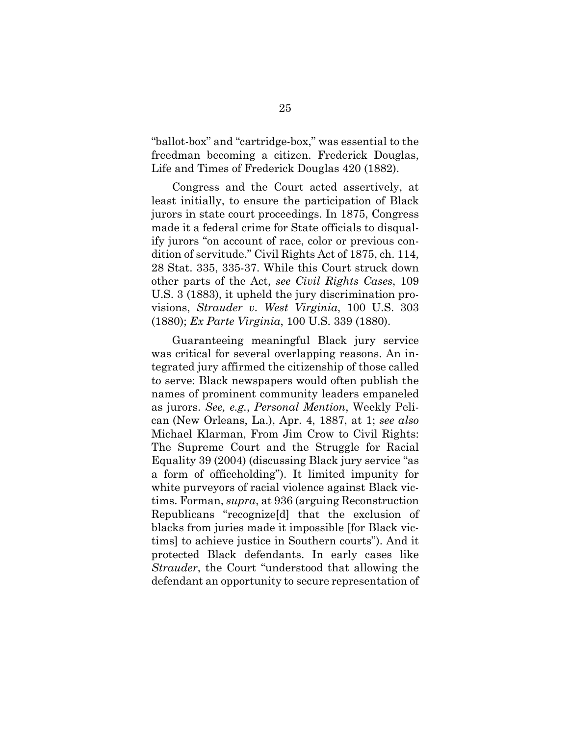"ballot-box" and "cartridge-box," was essential to the freedman becoming a citizen. Frederick Douglas, Life and Times of Frederick Douglas 420 (1882).

Congress and the Court acted assertively, at least initially, to ensure the participation of Black jurors in state court proceedings. In 1875, Congress made it a federal crime for State officials to disqualify jurors "on account of race, color or previous condition of servitude." Civil Rights Act of 1875, ch. 114, 28 Stat. 335, 335-37. While this Court struck down other parts of the Act, *see Civil Rights Cases*, 109 U.S. 3 (1883), it upheld the jury discrimination provisions, *Strauder v. West Virginia*, 100 U.S. 303 (1880); *Ex Parte Virginia*, 100 U.S. 339 (1880).

Guaranteeing meaningful Black jury service was critical for several overlapping reasons. An integrated jury affirmed the citizenship of those called to serve: Black newspapers would often publish the names of prominent community leaders empaneled as jurors. *See, e.g.*, *Personal Mention*, Weekly Pelican (New Orleans, La.), Apr. 4, 1887, at 1; *see also* Michael Klarman, From Jim Crow to Civil Rights: The Supreme Court and the Struggle for Racial Equality 39 (2004) (discussing Black jury service "as a form of officeholding"). It limited impunity for white purveyors of racial violence against Black victims. Forman, *supra*, at 936 (arguing Reconstruction Republicans "recognize[d] that the exclusion of blacks from juries made it impossible [for Black victims] to achieve justice in Southern courts"). And it protected Black defendants. In early cases like *Strauder*, the Court "understood that allowing the defendant an opportunity to secure representation of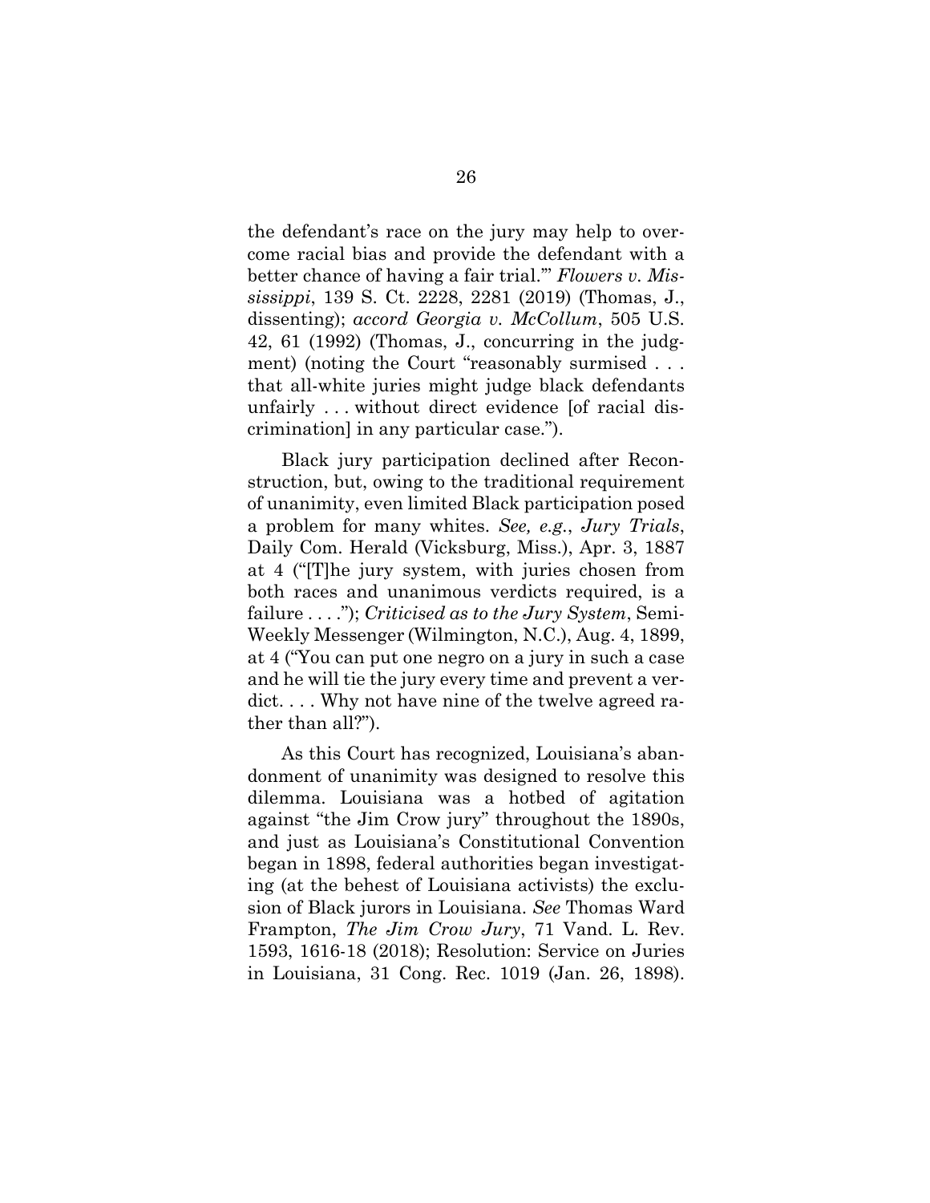the defendant's race on the jury may help to overcome racial bias and provide the defendant with a better chance of having a fair trial.'" *Flowers v. Mississippi*, 139 S. Ct. 2228, 2281 (2019) (Thomas, J., dissenting); *accord Georgia v. McCollum*, 505 U.S. 42, 61 (1992) (Thomas, J., concurring in the judgment) (noting the Court "reasonably surmised . . . that all-white juries might judge black defendants unfairly . . . without direct evidence [of racial discrimination] in any particular case.").

Black jury participation declined after Reconstruction, but, owing to the traditional requirement of unanimity, even limited Black participation posed a problem for many whites. *See, e.g.*, *Jury Trials*, Daily Com. Herald (Vicksburg, Miss.), Apr. 3, 1887 at 4 ("[T]he jury system, with juries chosen from both races and unanimous verdicts required, is a failure . . . ."); *Criticised as to the Jury System*, Semi-Weekly Messenger (Wilmington, N.C.), Aug. 4, 1899, at 4 ("You can put one negro on a jury in such a case and he will tie the jury every time and prevent a verdict. . . . Why not have nine of the twelve agreed rather than all?").

As this Court has recognized, Louisiana's abandonment of unanimity was designed to resolve this dilemma. Louisiana was a hotbed of agitation against "the Jim Crow jury" throughout the 1890s, and just as Louisiana's Constitutional Convention began in 1898, federal authorities began investigating (at the behest of Louisiana activists) the exclusion of Black jurors in Louisiana. *See* Thomas Ward Frampton, *The Jim Crow Jury*, 71 Vand. L. Rev. 1593, 1616-18 (2018); Resolution: Service on Juries in Louisiana, 31 Cong. Rec. 1019 (Jan. 26, 1898).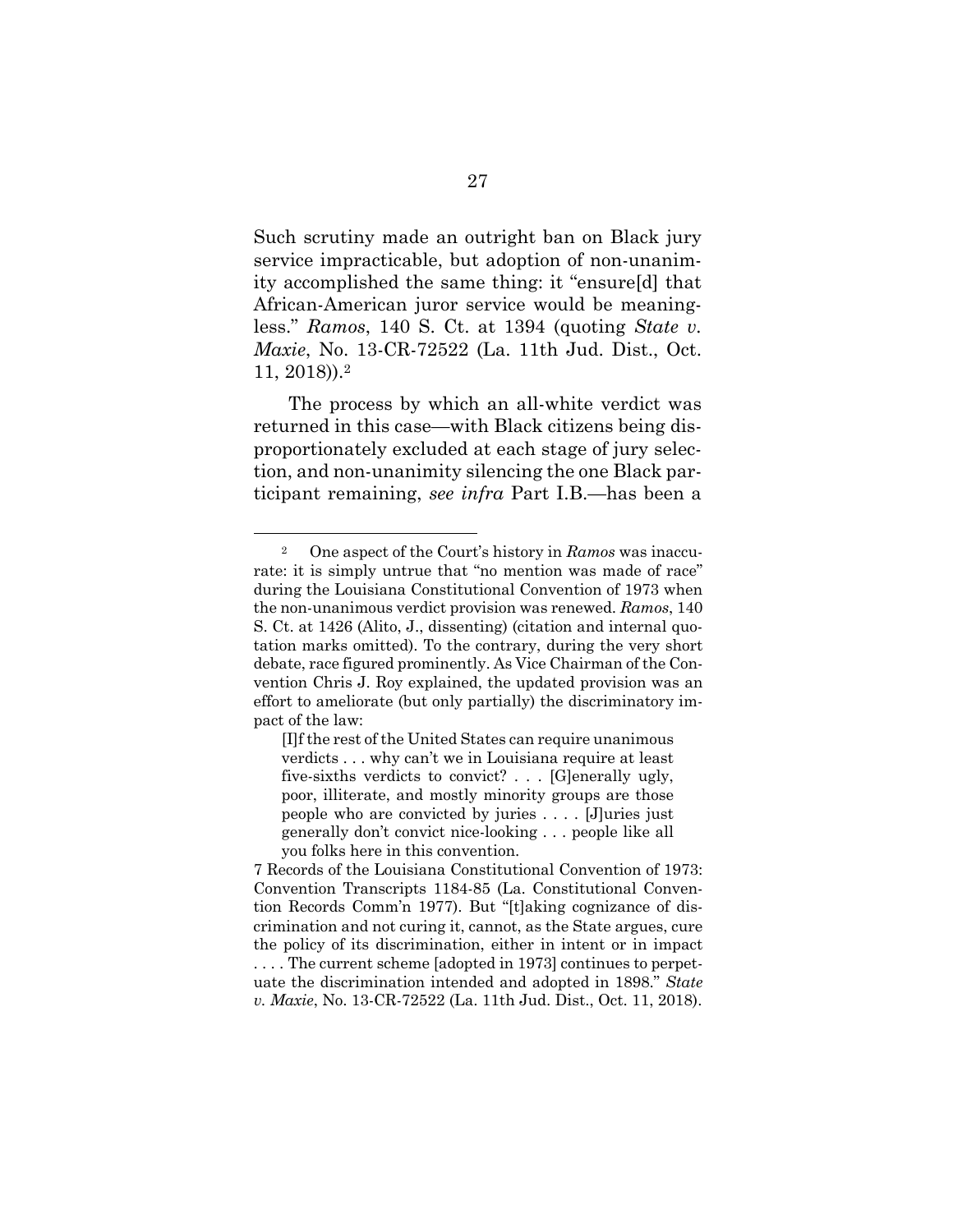Such scrutiny made an outright ban on Black jury service impracticable, but adoption of non-unanimity accomplished the same thing: it "ensure[d] that African-American juror service would be meaningless." *Ramos*, 140 S. Ct. at 1394 (quoting *State v. Maxie*, No. 13-CR-72522 (La. 11th Jud. Dist., Oct. 11, 2018)).[2]

The process by which an all-white verdict was returned in this case—with Black citizens being disproportionately excluded at each stage of jury selection, and non-unanimity silencing the one Black participant remaining, *see infra* Part I.B.—has been a

---

[2] One aspect of the Court's history in *Ramos* was inaccurate: it is simply untrue that "no mention was made of race" during the Louisiana Constitutional Convention of 1973 when the non-unanimous verdict provision was renewed. *Ramos*, 140 S. Ct. at 1426 (Alito, J., dissenting) (citation and internal quotation marks omitted). To the contrary, during the very short debate, race figured prominently. As Vice Chairman of the Convention Chris J. Roy explained, the updated provision was an effort to ameliorate (but only partially) the discriminatory impact of the law:

> [I]f the rest of the United States can require unanimous verdicts . . . why can't we in Louisiana require at least five-sixths verdicts to convict? . . . [G]enerally ugly, poor, illiterate, and mostly minority groups are those people who are convicted by juries . . . . [J]uries just generally don't convict nice-looking . . . people like all you folks here in this convention.

7 Records of the Louisiana Constitutional Convention of 1973: Convention Transcripts 1184-85 (La. Constitutional Convention Records Comm'n 1977). But "[t]aking cognizance of discrimination and not curing it, cannot, as the State argues, cure the policy of its discrimination, either in intent or in impact . . . . The current scheme [adopted in 1973] continues to perpetuate the discrimination intended and adopted in 1898." *State v. Maxie*, No. 13-CR-72522 (La. 11th Jud. Dist., Oct. 11, 2018).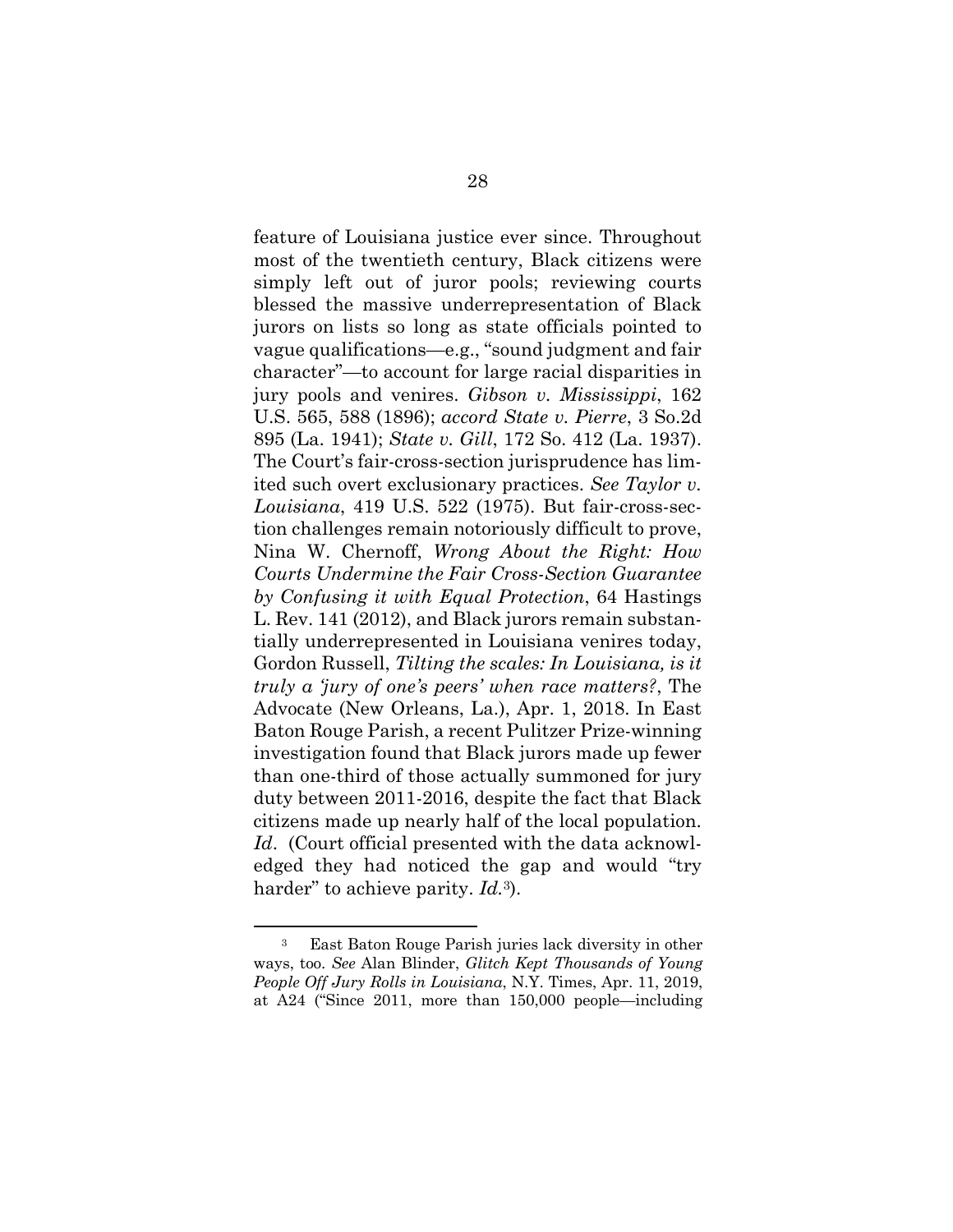feature of Louisiana justice ever since. Throughout most of the twentieth century, Black citizens were simply left out of juror pools; reviewing courts blessed the massive underrepresentation of Black jurors on lists so long as state officials pointed to vague qualifications—e.g., "sound judgment and fair character"—to account for large racial disparities in jury pools and venires. *Gibson v. Mississippi*, 162 U.S. 565, 588 (1896); *accord State v. Pierre*, 3 So.2d 895 (La. 1941); *State v. Gill*, 172 So. 412 (La. 1937). The Court's fair-cross-section jurisprudence has limited such overt exclusionary practices. *See Taylor v. Louisiana*, 419 U.S. 522 (1975). But fair-cross-section challenges remain notoriously difficult to prove, Nina W. Chernoff, *Wrong About the Right: How Courts Undermine the Fair Cross-Section Guarantee by Confusing it with Equal Protection*, 64 Hastings L. Rev. 141 (2012), and Black jurors remain substantially underrepresented in Louisiana venires today, Gordon Russell, *Tilting the scales: In Louisiana, is it truly a 'jury of one's peers' when race matters?*, The Advocate (New Orleans, La.), Apr. 1, 2018. In East Baton Rouge Parish, a recent Pulitzer Prize-winning investigation found that Black jurors made up fewer than one-third of those actually summoned for jury duty between 2011-2016, despite the fact that Black citizens made up nearly half of the local population. *Id*. (Court official presented with the data acknowledged they had noticed the gap and would "try harder" to achieve parity. *Id.*[3]).

---

[3] East Baton Rouge Parish juries lack diversity in other ways, too. *See* Alan Blinder, *Glitch Kept Thousands of Young People Off Jury Rolls in Louisiana*, N.Y. Times, Apr. 11, 2019, at A24 ("Since 2011, more than 150,000 people—including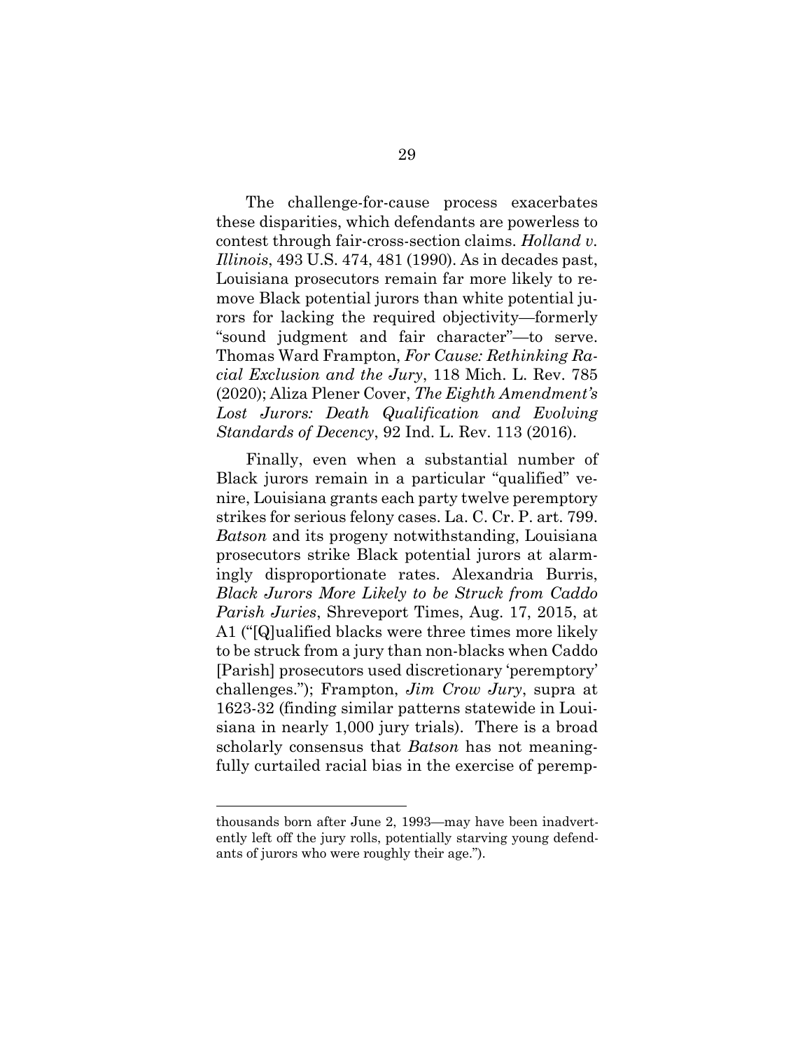The challenge-for-cause process exacerbates these disparities, which defendants are powerless to contest through fair-cross-section claims. *Holland v. Illinois*, 493 U.S. 474, 481 (1990). As in decades past, Louisiana prosecutors remain far more likely to remove Black potential jurors than white potential jurors for lacking the required objectivity—formerly "sound judgment and fair character"—to serve. Thomas Ward Frampton, *For Cause: Rethinking Racial Exclusion and the Jury*, 118 Mich. L. Rev. 785 (2020); Aliza Plener Cover, *The Eighth Amendment's Lost Jurors: Death Qualification and Evolving Standards of Decency*, 92 Ind. L. Rev. 113 (2016).

Finally, even when a substantial number of Black jurors remain in a particular "qualified" venire, Louisiana grants each party twelve peremptory strikes for serious felony cases. La. C. Cr. P. art. 799. *Batson* and its progeny notwithstanding, Louisiana prosecutors strike Black potential jurors at alarmingly disproportionate rates. Alexandria Burris, *Black Jurors More Likely to be Struck from Caddo Parish Juries*, Shreveport Times, Aug. 17, 2015, at A1 ("[Q]ualified blacks were three times more likely to be struck from a jury than non-blacks when Caddo [Parish] prosecutors used discretionary 'peremptory' challenges."); Frampton, *Jim Crow Jury*, supra at 1623-32 (finding similar patterns statewide in Louisiana in nearly 1,000 jury trials). There is a broad scholarly consensus that *Batson* has not meaningfully curtailed racial bias in the exercise of peremp-

---

thousands born after June 2, 1993—may have been inadvertently left off the jury rolls, potentially starving young defendants of jurors who were roughly their age.").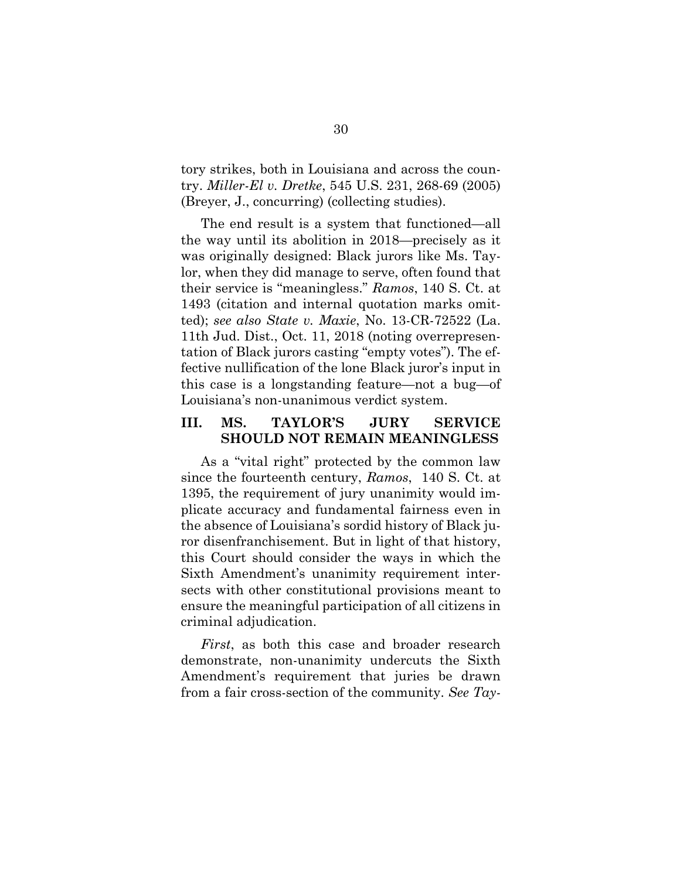tory strikes, both in Louisiana and across the country. *Miller-El v. Dretke*, 545 U.S. 231, 268-69 (2005) (Breyer, J., concurring) (collecting studies).

The end result is a system that functioned—all the way until its abolition in 2018—precisely as it was originally designed: Black jurors like Ms. Taylor, when they did manage to serve, often found that their service is "meaningless." *Ramos*, 140 S. Ct. at 1493 (citation and internal quotation marks omitted); *see also State v. Maxie*, No. 13-CR-72522 (La. 11th Jud. Dist., Oct. 11, 2018 (noting overrepresentation of Black jurors casting "empty votes"). The effective nullification of the lone Black juror's input in this case is a longstanding feature—not a bug—of Louisiana's non-unanimous verdict system.

## III. MS. TAYLOR'S JURY SERVICE SHOULD NOT REMAIN MEANINGLESS

As a "vital right" protected by the common law since the fourteenth century, *Ramos*, 140 S. Ct. at 1395, the requirement of jury unanimity would implicate accuracy and fundamental fairness even in the absence of Louisiana's sordid history of Black juror disenfranchisement. But in light of that history, this Court should consider the ways in which the Sixth Amendment's unanimity requirement intersects with other constitutional provisions meant to ensure the meaningful participation of all citizens in criminal adjudication.

*First*, as both this case and broader research demonstrate, non-unanimity undercuts the Sixth Amendment's requirement that juries be drawn from a fair cross-section of the community. *See Tay-*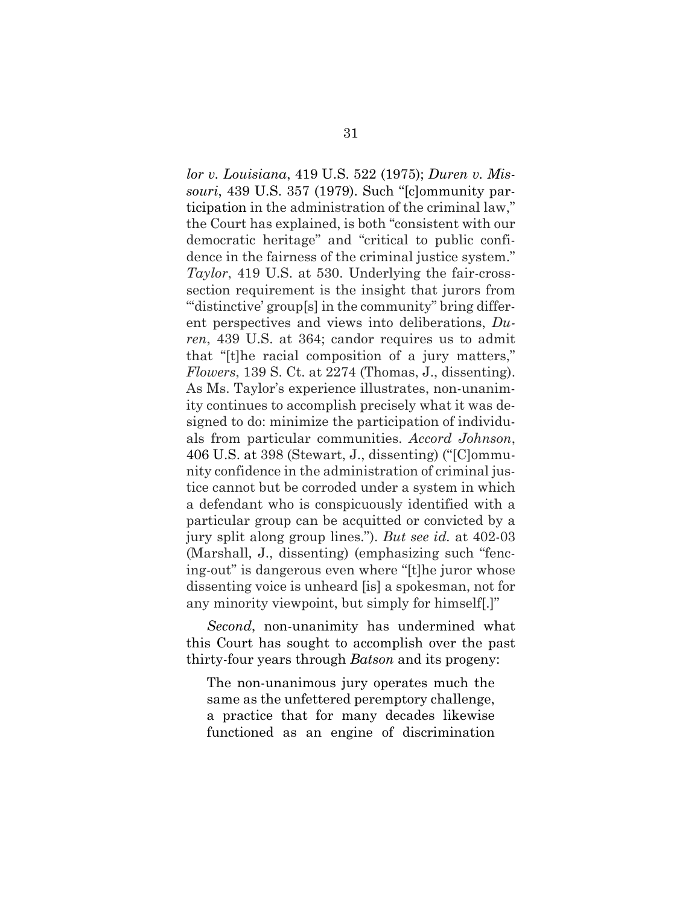*lor v. Louisiana*, 419 U.S. 522 (1975); *Duren v. Missouri*, 439 U.S. 357 (1979). Such "[c]ommunity participation in the administration of the criminal law," the Court has explained, is both "consistent with our democratic heritage" and "critical to public confidence in the fairness of the criminal justice system." *Taylor*, 419 U.S. at 530. Underlying the fair-cross-section requirement is the insight that jurors from "'distinctive' group[s] in the community" bring different perspectives and views into deliberations, *Duren*, 439 U.S. at 364; candor requires us to admit that "[t]he racial composition of a jury matters," *Flowers*, 139 S. Ct. at 2274 (Thomas, J., dissenting). As Ms. Taylor's experience illustrates, non-unanimity continues to accomplish precisely what it was designed to do: minimize the participation of individuals from particular communities. *Accord Johnson*, 406 U.S. at 398 (Stewart, J., dissenting) ("[C]ommunity confidence in the administration of criminal justice cannot but be corroded under a system in which a defendant who is conspicuously identified with a particular group can be acquitted or convicted by a jury split along group lines."). *But see id.* at 402-03 (Marshall, J., dissenting) (emphasizing such "fencing-out" is dangerous even where "[t]he juror whose dissenting voice is unheard [is] a spokesman, not for any minority viewpoint, but simply for himself[.]"

*Second*, non-unanimity has undermined what this Court has sought to accomplish over the past thirty-four years through *Batson* and its progeny:

> The non-unanimous jury operates much the same as the unfettered peremptory challenge, a practice that for many decades likewise functioned as an engine of discrimination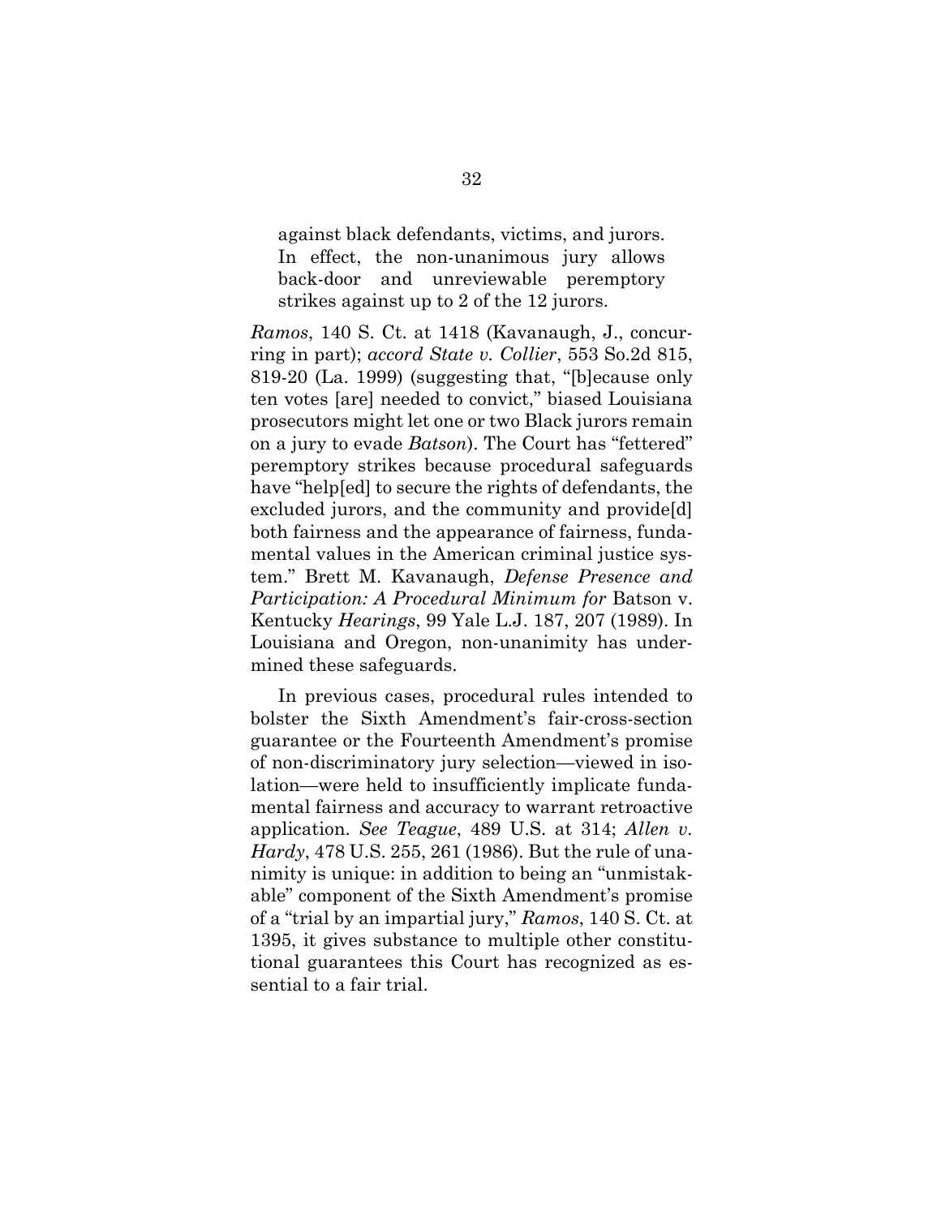> against black defendants, victims, and jurors. In effect, the non-unanimous jury allows back-door and unreviewable peremptory strikes against up to 2 of the 12 jurors.

*Ramos*, 140 S. Ct. at 1418 (Kavanaugh, J., concurring in part); *accord State v. Collier*, 553 So.2d 815, 819-20 (La. 1999) (suggesting that, "[b]ecause only ten votes [are] needed to convict," biased Louisiana prosecutors might let one or two Black jurors remain on a jury to evade *Batson*). The Court has "fettered" peremptory strikes because procedural safeguards have "help[ed] to secure the rights of defendants, the excluded jurors, and the community and provide[d] both fairness and the appearance of fairness, fundamental values in the American criminal justice system." Brett M. Kavanaugh, *Defense Presence and Participation: A Procedural Minimum for* Batson v. Kentucky *Hearings*, 99 Yale L.J. 187, 207 (1989). In Louisiana and Oregon, non-unanimity has undermined these safeguards.

In previous cases, procedural rules intended to bolster the Sixth Amendment's fair-cross-section guarantee or the Fourteenth Amendment's promise of non-discriminatory jury selection—viewed in isolation—were held to insufficiently implicate fundamental fairness and accuracy to warrant retroactive application. *See Teague*, 489 U.S. at 314; *Allen v. Hardy*, 478 U.S. 255, 261 (1986). But the rule of unanimity is unique: in addition to being an "unmistakable" component of the Sixth Amendment's promise of a "trial by an impartial jury," *Ramos*, 140 S. Ct. at 1395, it gives substance to multiple other constitutional guarantees this Court has recognized as essential to a fair trial.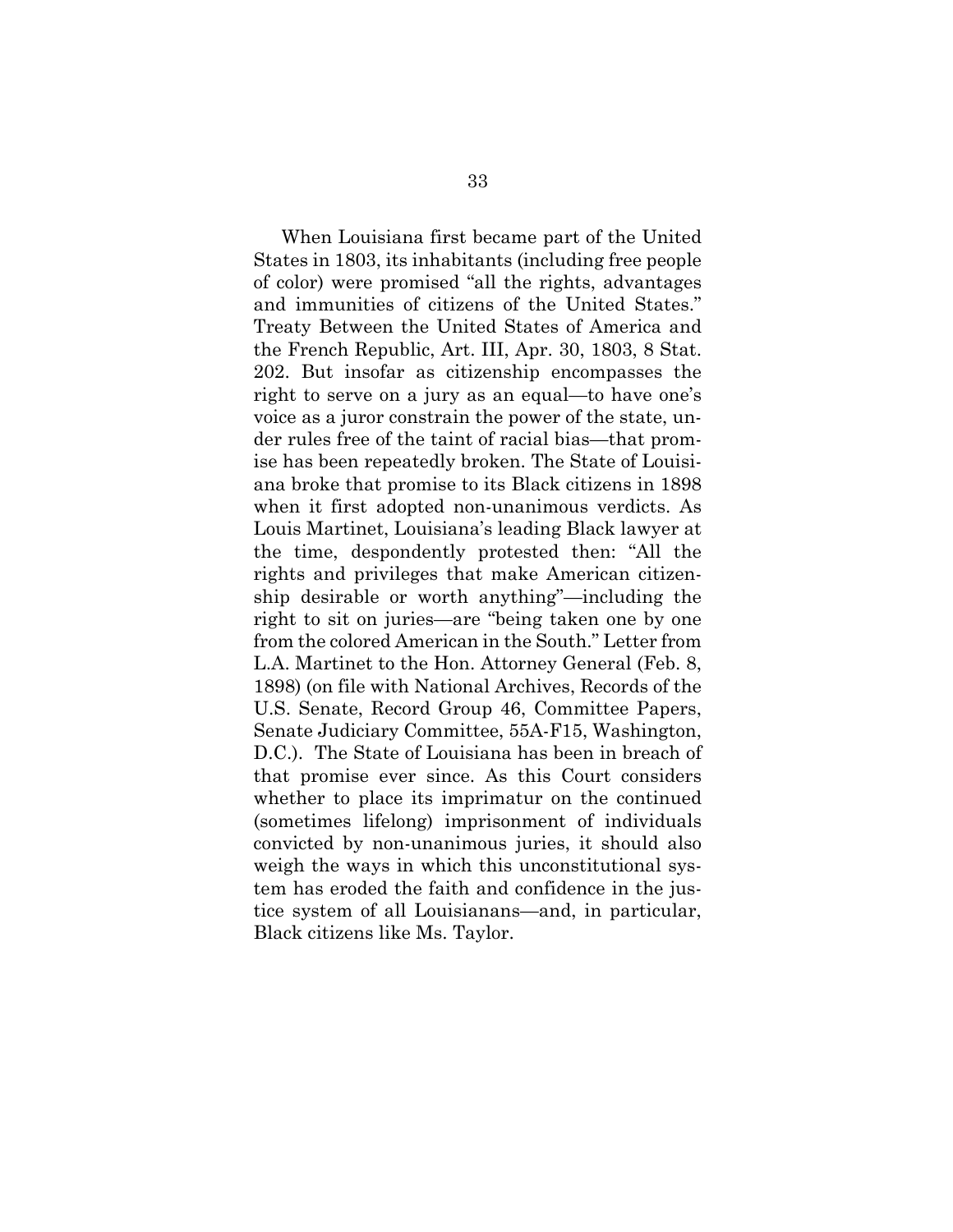When Louisiana first became part of the United States in 1803, its inhabitants (including free people of color) were promised "all the rights, advantages and immunities of citizens of the United States." Treaty Between the United States of America and the French Republic, Art. III, Apr. 30, 1803, 8 Stat. 202. But insofar as citizenship encompasses the right to serve on a jury as an equal—to have one's voice as a juror constrain the power of the state, under rules free of the taint of racial bias—that promise has been repeatedly broken. The State of Louisiana broke that promise to its Black citizens in 1898 when it first adopted non-unanimous verdicts. As Louis Martinet, Louisiana's leading Black lawyer at the time, despondently protested then: "All the rights and privileges that make American citizenship desirable or worth anything"—including the right to sit on juries—are "being taken one by one from the colored American in the South." Letter from L.A. Martinet to the Hon. Attorney General (Feb. 8, 1898) (on file with National Archives, Records of the U.S. Senate, Record Group 46, Committee Papers, Senate Judiciary Committee, 55A-F15, Washington, D.C.). The State of Louisiana has been in breach of that promise ever since. As this Court considers whether to place its imprimatur on the continued (sometimes lifelong) imprisonment of individuals convicted by non-unanimous juries, it should also weigh the ways in which this unconstitutional system has eroded the faith and confidence in the justice system of all Louisianans—and, in particular, Black citizens like Ms. Taylor.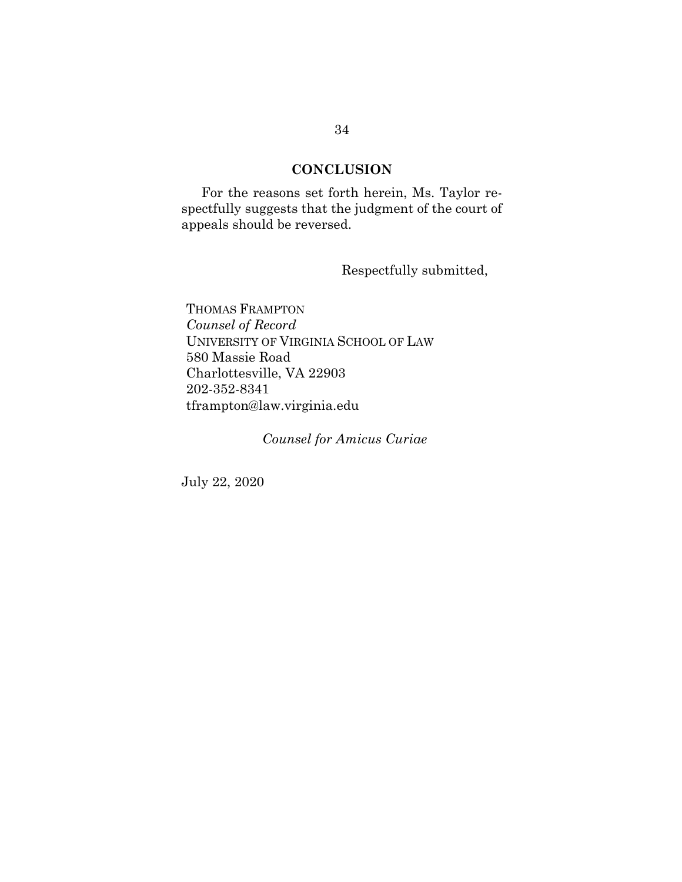## CONCLUSION

For the reasons set forth herein, Ms. Taylor respectfully suggests that the judgment of the court of appeals should be reversed.

Respectfully submitted,

THOMAS FRAMPTON
*Counsel of Record*
UNIVERSITY OF VIRGINIA SCHOOL OF LAW
580 Massie Road
Charlottesville, VA 22903
202-352-8341
tframpton@law.virginia.edu

*Counsel for Amicus Curiae*

July 22, 2020